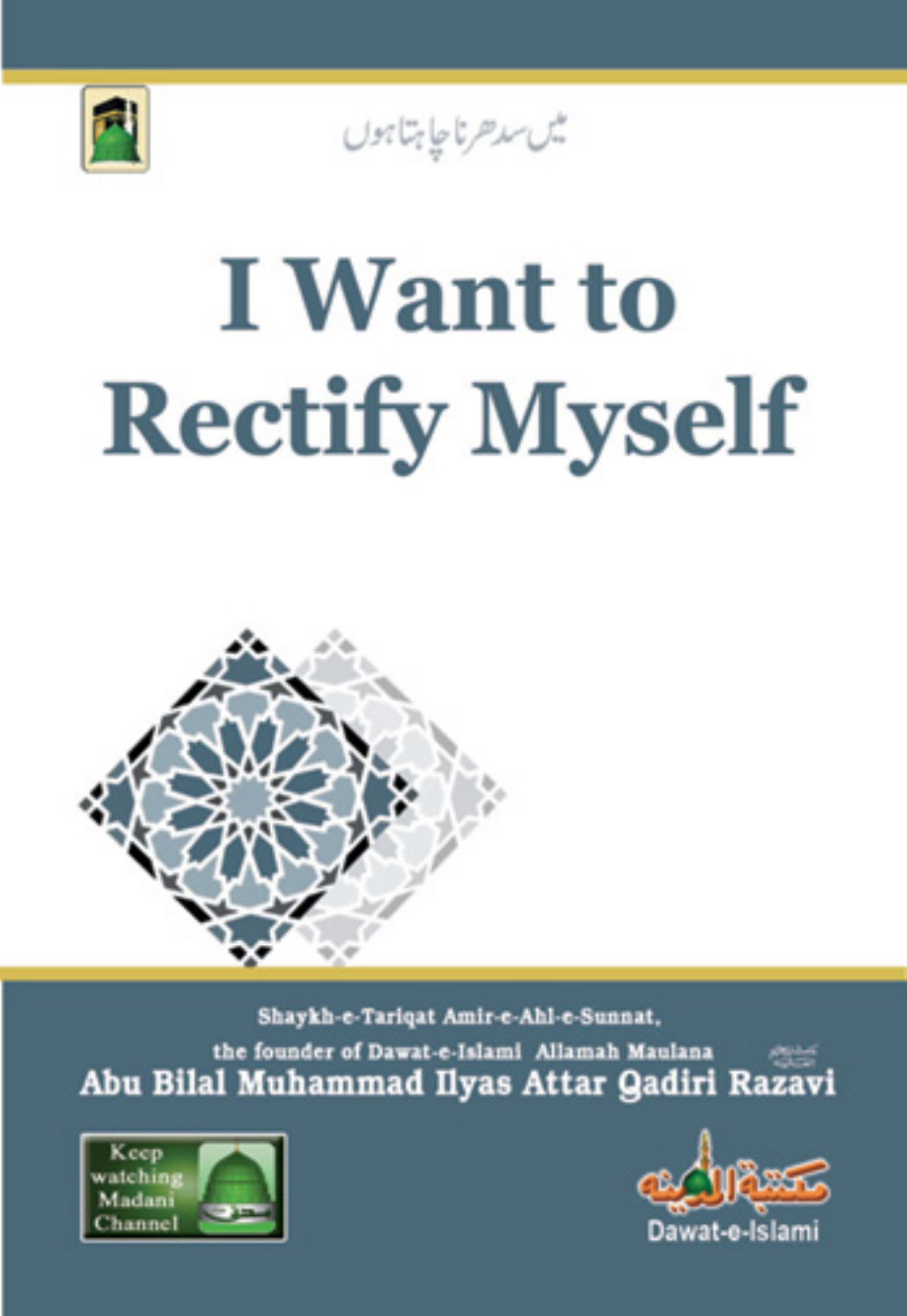میں سدھرنا چاہتا ہوں

# I Want to Rectify Myself

Shaykh-e-Tariqat Amir-e-Ahl-e-Sunnat,

the founder of Dawat-e-Islami Allamah Maulana

**Abu Bilal Muhammad Ilyas Attar Qadiri Razavi**

Keep watching Madani Channel

مکتبۃ المدینہ

Dawat-e-Islami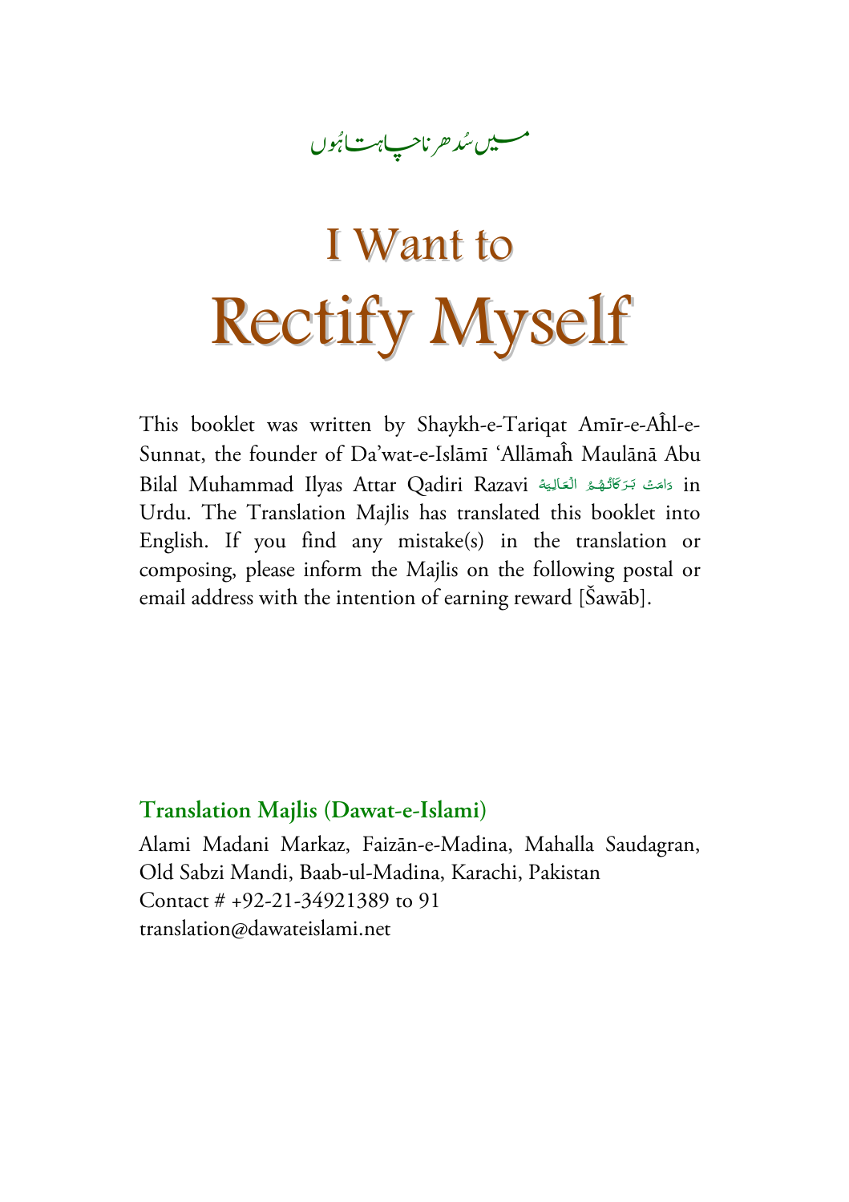میں سُدھرنا چاہتا ہُوں

# I Want to Rectify Myself

This booklet was written by Shaykh-e-Tariqat Amīr-e-Aĥl-e-Sunnat, the founder of Da'wat-e-Islāmī 'Allāmaĥ Maulānā Abu Bilal Muhammad Ilyas Attar Qadiri Razavi دَامَتْ بَرَكَاتُهُمُ الْعَالِيَة in Urdu. The Translation Majlis has translated this booklet into English. If you find any mistake(s) in the translation or composing, please inform the Majlis on the following postal or email address with the intention of earning reward [Šawāb].

**Translation Majlis (Dawat-e-Islami)**

Alami Madani Markaz, Faizān-e-Madina, Mahalla Saudagran, Old Sabzi Mandi, Baab-ul-Madina, Karachi, Pakistan
Contact # +92-21-34921389 to 91
translation@dawateislami.net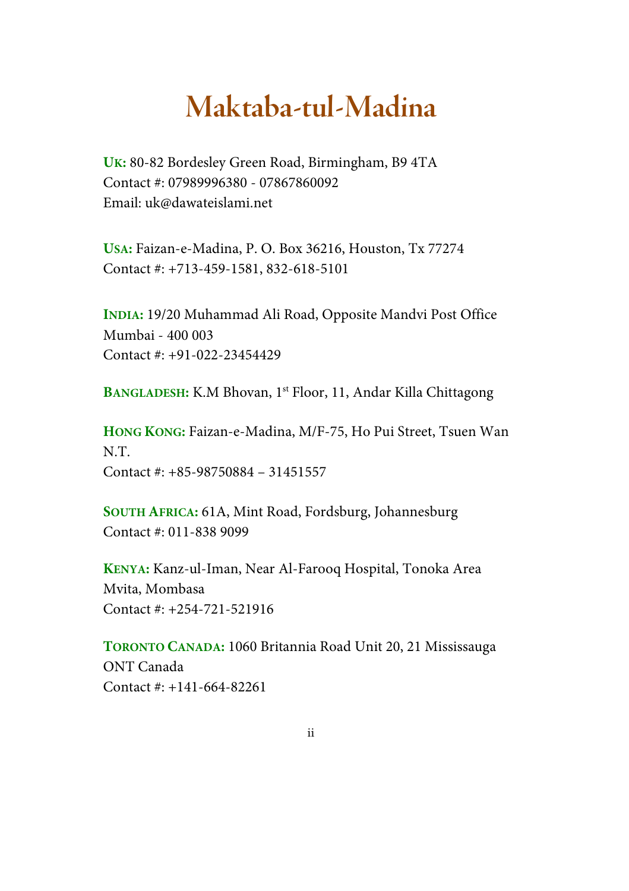# Maktaba-tul-Madina

**UK:** 80-82 Bordesley Green Road, Birmingham, B9 4TA
Contact #: 07989996380 - 07867860092
Email: uk@dawateislami.net

**USA:** Faizan-e-Madina, P. O. Box 36216, Houston, Tx 77274
Contact #: +713-459-1581, 832-618-5101

**INDIA:** 19/20 Muhammad Ali Road, Opposite Mandvi Post Office
Mumbai - 400 003
Contact #: +91-022-23454429

**BANGLADESH:** K.M Bhovan, 1st Floor, 11, Andar Killa Chittagong

**HONG KONG:** Faizan-e-Madina, M/F-75, Ho Pui Street, Tsuen Wan N.T.
Contact #: +85-98750884 – 31451557

**SOUTH AFRICA:** 61A, Mint Road, Fordsburg, Johannesburg
Contact #: 011-838 9099

**KENYA:** Kanz-ul-Iman, Near Al-Farooq Hospital, Tonoka Area
Mvita, Mombasa
Contact #: +254-721-521916

**TORONTO CANADA:** 1060 Britannia Road Unit 20, 21 Mississauga
ONT Canada
Contact #: +141-664-82261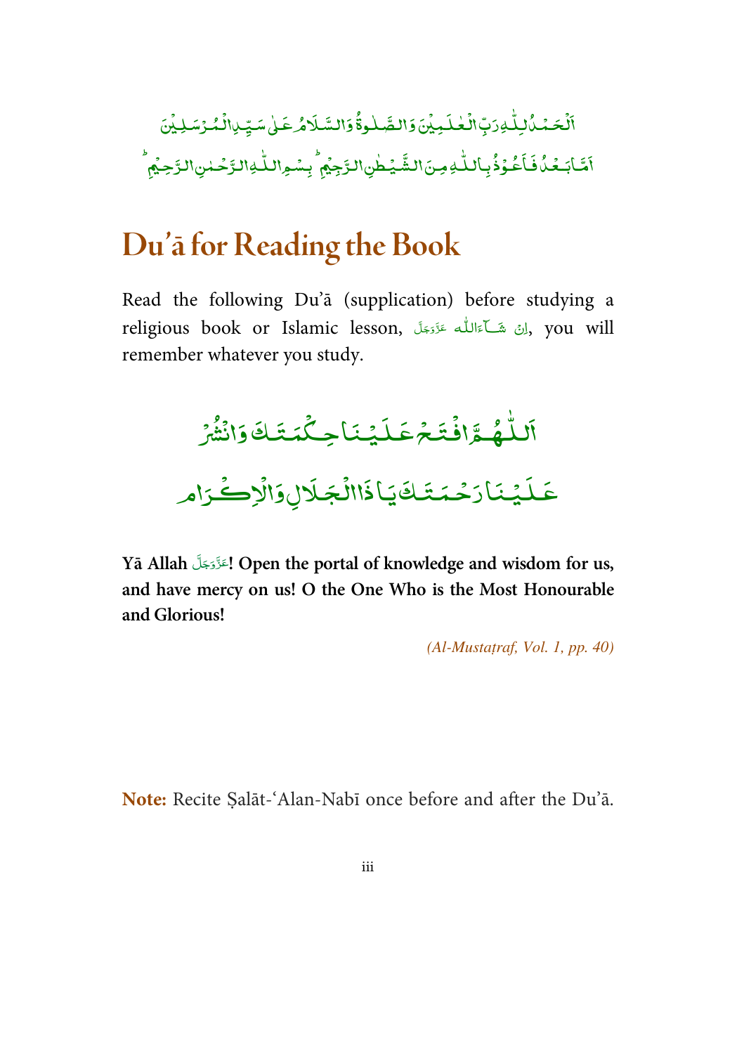اَلْحَمْدُ لِلّٰهِ رَبِّ الْعٰلَمِيْنَ وَ الصَّلٰوةُ وَ السَّلَامُ عَلٰى سَيِّدِ الْمُرْسَلِيْنَ

اَمَّا بَعْدُ فَاَعُوْذُ بِاللّٰهِ مِنَ الشَّيْطٰنِ الرَّجِيْمِ ؕ بِسْمِ اللّٰهِ الرَّحْمٰنِ الرَّحِيْمِ ؕ

# Du'ā for Reading the Book

Read the following Du'ā (supplication) before studying a religious book or Islamic lesson, اِنْ شَآءَاللّٰه عَزَّوَجَلَّ, you will remember whatever you study.

اَللّٰهُمَّ افْتَحْ عَلَيْنَا حِكْمَتَكَ وَانْشُرْ

عَلَيْنَا رَحْمَتَكَ يَا ذَاالْجَلَالِ وَالْاِكْرَام

**Yā Allah عَزَّوَجَلَّ! Open the portal of knowledge and wisdom for us, and have mercy on us! O the One Who is the Most Honourable and Glorious!**

*(Al-Mustaṭraf, Vol. 1, pp. 40)*

**Note:** Recite Ṣalāt-'Alan-Nabī once before and after the Du'ā.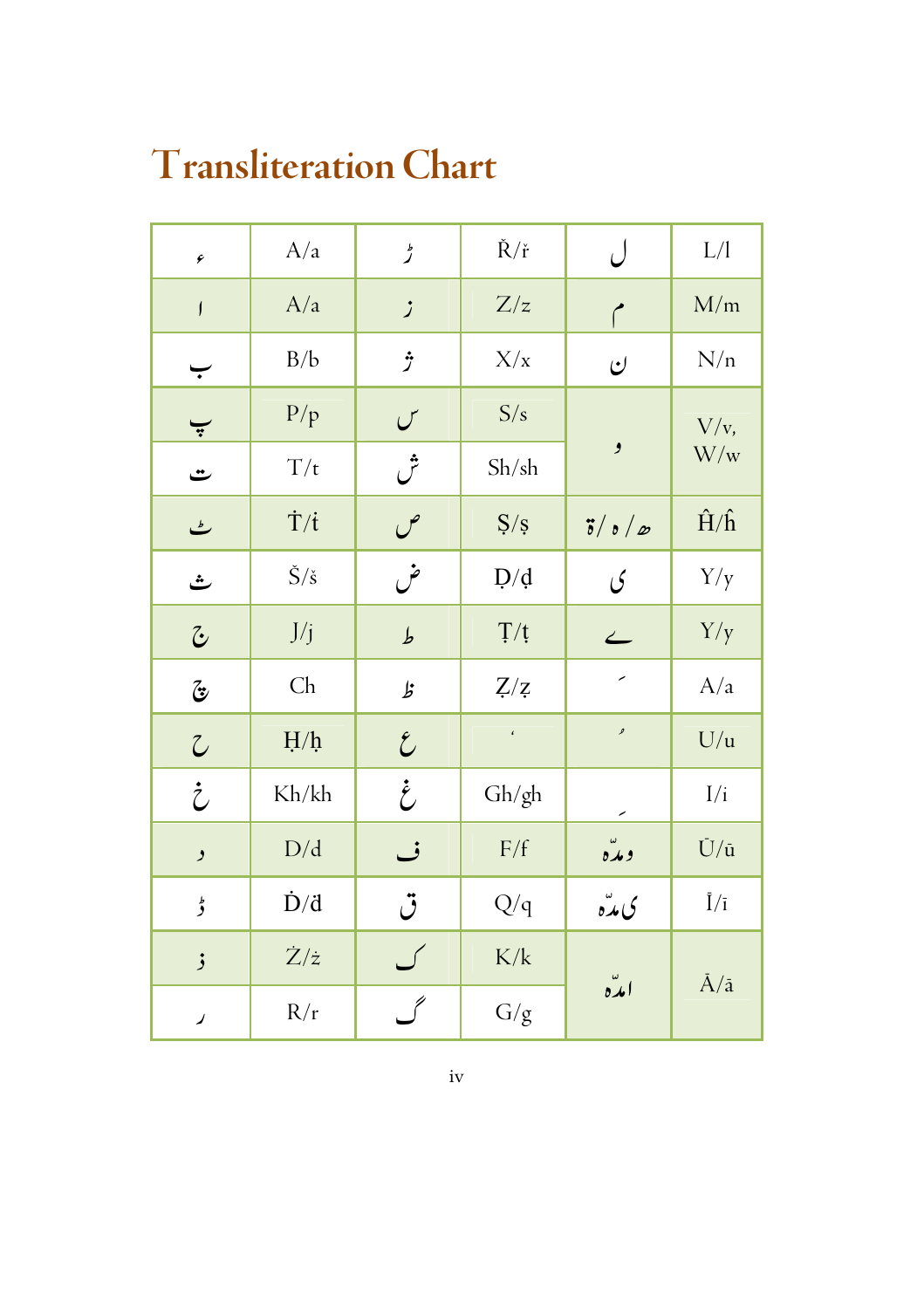# Transliteration Chart

| | | | | | |
|---|---|---|---|---|---|
| ء | A/a | ڑ | Ř/ř | ل | L/l |
| ا | A/a | ز | Z/z | م | M/m |
| ب | B/b | ژ | X/x | ن | N/n |
| پ | P/p | س | S/s | و | V/v, W/w |
| ت | T/t | ش | Sh/sh | | |
| ٹ | Ṫ/ṫ | ص | Ṣ/ṣ | ھ / ہ / ۃ | Ĥ/ĥ |
| ث | Š/š | ض | Ḍ/ḍ | ی | Y/y |
| ج | J/j | ط | Ṭ/ṭ | ے | Y/y |
| چ | Ch | ظ | Ẓ/ẓ | َ | A/a |
| ح | Ḥ/ḥ | ع | ʿ | ُ | U/u |
| خ | Kh/kh | غ | Gh/gh | ِ | I/i |
| د | D/d | ف | F/f | و مدّہ | Ū/ū |
| ڈ | Ḋ/ḋ | ق | Q/q | ی مدّہ | Ī/ī |
| ذ | Ż/ż | ک | K/k | ا مدّہ | Ā/ā |
| ر | R/r | گ | G/g | | |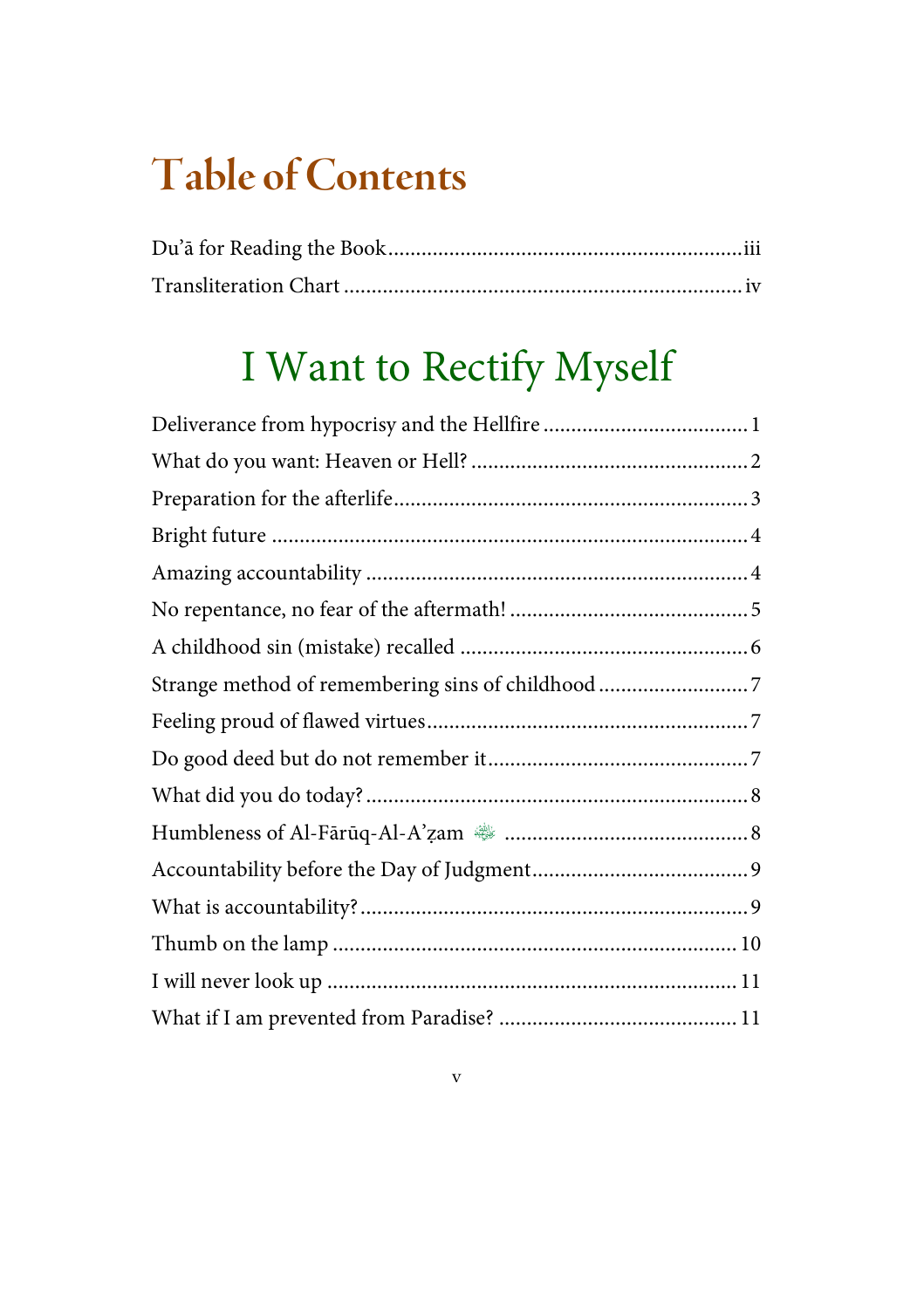# Table of Contents

Du'ā for Reading the Book ........................................................... iii
Transliteration Chart ........................................................... iv

## I Want to Rectify Myself

Deliverance from hypocrisy and the Hellfire ........................................ 1
What do you want: Heaven or Hell? ........................................ 2
Preparation for the afterlife ........................................ 3
Bright future ........................................ 4
Amazing accountability ........................................ 4
No repentance, no fear of the aftermath! ........................................ 5
A childhood sin (mistake) recalled ........................................ 6
Strange method of remembering sins of childhood ........................................ 7
Feeling proud of flawed virtues ........................................ 7
Do good deed but do not remember it ........................................ 7
What did you do today? ........................................ 8
Humbleness of Al-Fārūq-Al-A'ẓam ........................................ 8
Accountability before the Day of Judgment ........................................ 9
What is accountability? ........................................ 9
Thumb on the lamp ........................................ 10
I will never look up ........................................ 11
What if I am prevented from Paradise? ........................................ 11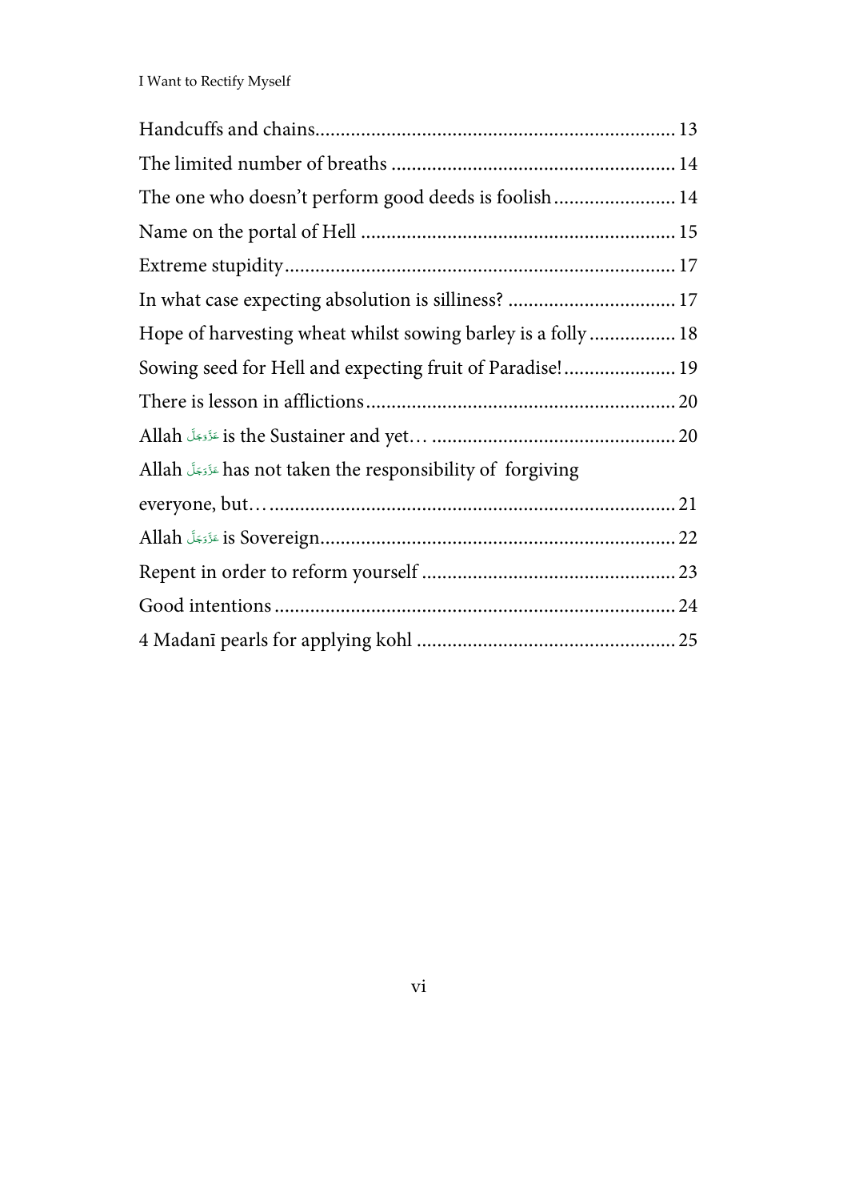Handcuffs and chains ........................................................................ 13
The limited number of breaths ........................................................ 14
The one who doesn't perform good deeds is foolish ........................ 14
Name on the portal of Hell .............................................................. 15
Extreme stupidity ............................................................................. 17
In what case expecting absolution is silliness? ................................. 17
Hope of harvesting wheat whilst sowing barley is a folly ................. 18
Sowing seed for Hell and expecting fruit of Paradise! ...................... 19
There is lesson in afflictions ............................................................. 20
Allah عَزَّوَجَلَّ is the Sustainer and yet… ................................................ 20
Allah عَزَّوَجَلَّ has not taken the responsibility of forgiving everyone, but… ................................................................................ 21
Allah عَزَّوَجَلَّ is Sovereign ..................................................................... 22
Repent in order to reform yourself .................................................. 23
Good intentions ................................................................................ 24
4 Madanī pearls for applying kohl .................................................. 25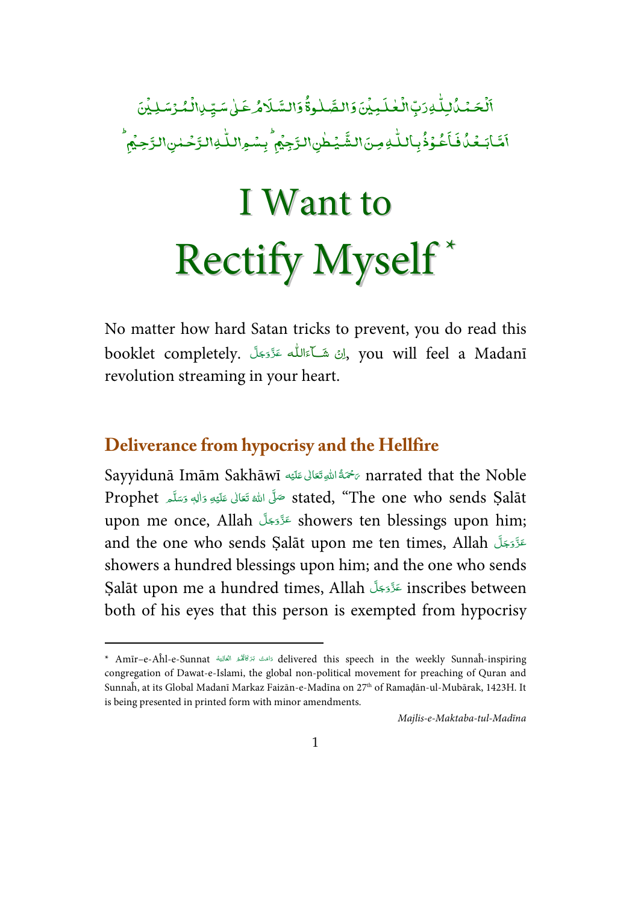اَلْحَمْدُ لِلّٰهِ رَبِّ الْعٰلَمِيْنَ وَالصَّلٰوةُ وَالسَّلَامُ عَلٰى سَيِّدِ الْمُرْسَلِيْنَ

اَمَّا بَعْدُ فَاَعُوْذُ بِاللّٰهِ مِنَ الشَّيْطٰنِ الرَّجِيْمِ ؕ بِسْمِ اللّٰهِ الرَّحْمٰنِ الرَّحِيْمِ ؕ

# I Want to Rectify Myself *

No matter how hard Satan tricks to prevent, you do read this booklet completely. اِنْ شَآءَاللّٰه عَزَّوَجَلَّ, you will feel a Madanī revolution streaming in your heart.

## Deliverance from hypocrisy and the Hellfire

Sayyidunā Imām Sakhāwī رَحْمَةُ اللهِ تَعَالٰى عَلَيْه narrated that the Noble Prophet صَلَّى اللهُ تَعَالٰى عَلَيْهِ وَاٰلِهٖ وَسَلَّم stated, “The one who sends Ṣalāt upon me once, Allah عَزَّوَجَلَّ showers ten blessings upon him; and the one who sends Ṣalāt upon me ten times, Allah عَزَّوَجَلَّ showers a hundred blessings upon him; and the one who sends Ṣalāt upon me a hundred times, Allah عَزَّوَجَلَّ inscribes between both of his eyes that this person is exempted from hypocrisy

---

* Amīr–e-Aĥl-e-Sunnat دَامَتْ بَرَكَاتُهُمُ الْعَالِيَه delivered this speech in the weekly Sunnaĥ-inspiring congregation of Dawat-e-Islami, the global non-political movement for preaching of Quran and Sunnaĥ, at its Global Madanī Markaz Faizān-e-Madīna on 27th of Ramaḍān-ul-Mubārak, 1423H. It is being presented in printed form with minor amendments.

*Majlis-e-Maktaba-tul-Madīna*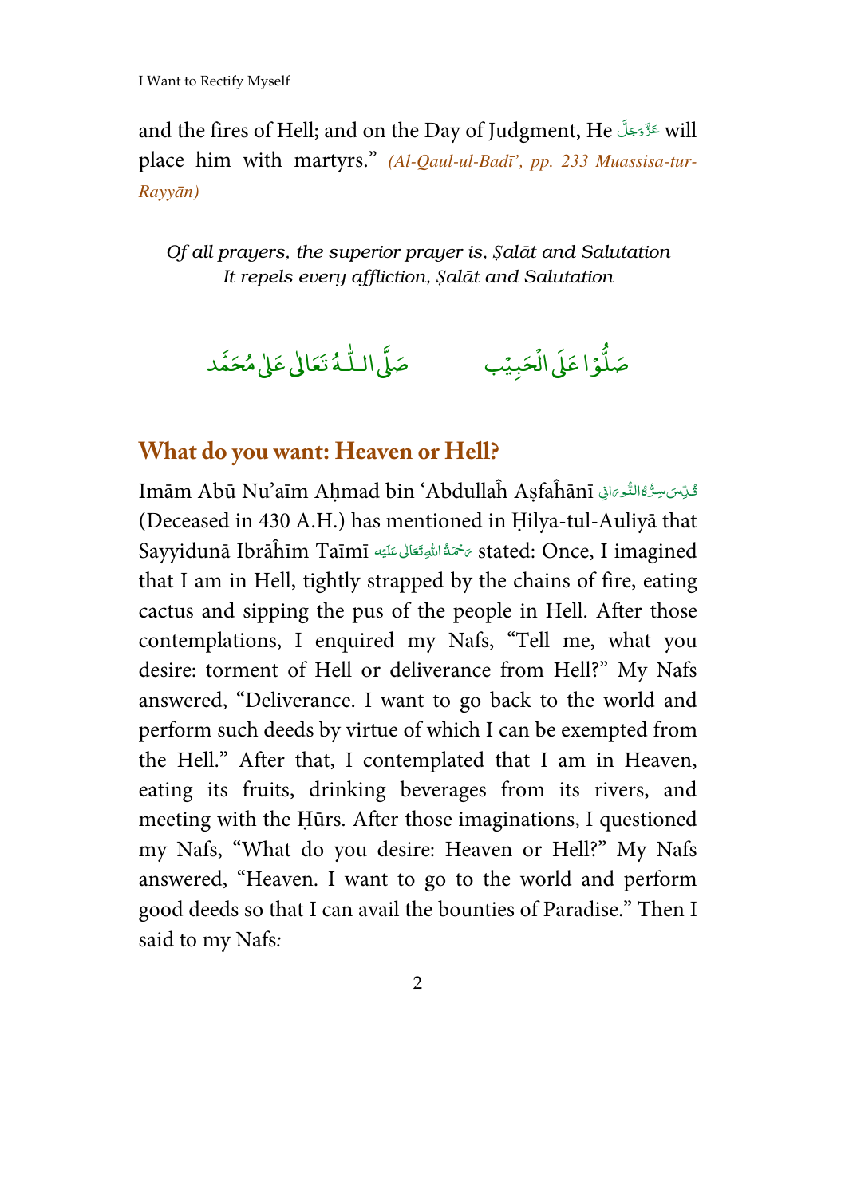and the fires of Hell; and on the Day of Judgment, He عَزَّوَجَلَّ will place him with martyrs." *(Al-Qaul-ul-Badī', pp. 233 Muassisa-tur-Rayyān)*

*Of all prayers, the superior prayer is, Ṣalāt and Salutation*
*It repels every affliction, Ṣalāt and Salutation*

صَلُّوْا عَلَى الْحَبِيْب          صَلَّى اللّٰهُ تَعَالٰى عَلٰى مُحَمَّد

## What do you want: Heaven or Hell?

Imām Abū Nu'aīm Aḥmad bin 'Abdullaĥ Aṣfaĥānī قُدِّسَ سِرُّهُ النُّوْرَانِی (Deceased in 430 A.H.) has mentioned in Ḥilya-tul-Auliyā that Sayyidunā Ibrāĥīm Taīmī رَحْمَةُ اللهِ تَعَالٰی عَلَيْه stated: Once, I imagined that I am in Hell, tightly strapped by the chains of fire, eating cactus and sipping the pus of the people in Hell. After those contemplations, I enquired my Nafs, "Tell me, what you desire: torment of Hell or deliverance from Hell?" My Nafs answered, "Deliverance. I want to go back to the world and perform such deeds by virtue of which I can be exempted from the Hell." After that, I contemplated that I am in Heaven, eating its fruits, drinking beverages from its rivers, and meeting with the Ḥūrs. After those imaginations, I questioned my Nafs, "What do you desire: Heaven or Hell?" My Nafs answered, "Heaven. I want to go to the world and perform good deeds so that I can avail the bounties of Paradise." Then I said to my Nafs: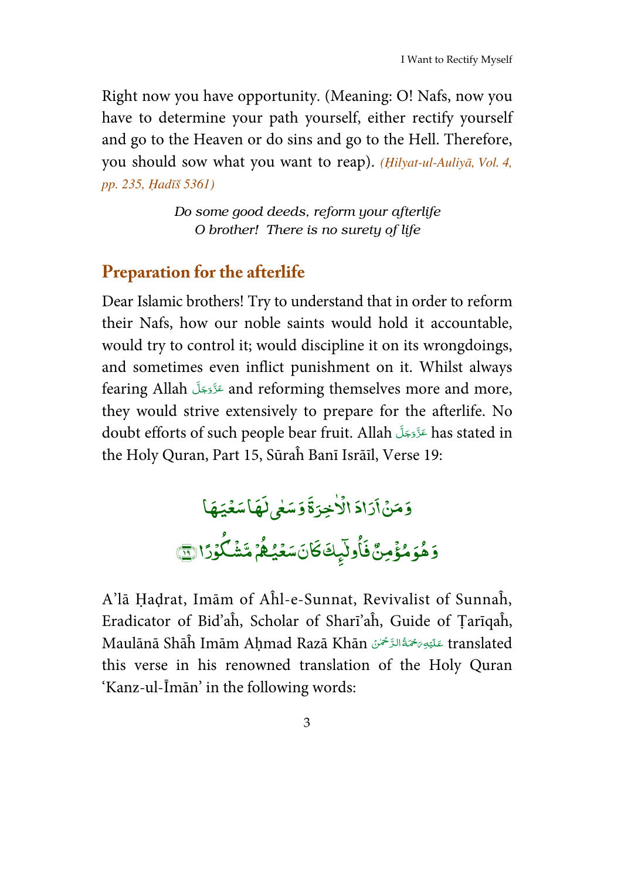Right now you have opportunity. (Meaning: O! Nafs, now you have to determine your path yourself, either rectify yourself and go to the Heaven or do sins and go to the Hell. Therefore, you should sow what you want to reap). *(Ḥilyat-ul-Auliyā, Vol. 4, pp. 235, Ḥadīš 5361)*

*Do some good deeds, reform your afterlife*
*O brother! There is no surety of life*

## Preparation for the afterlife

Dear Islamic brothers! Try to understand that in order to reform their Nafs, how our noble saints would hold it accountable, would try to control it; would discipline it on its wrongdoings, and sometimes even inflict punishment on it. Whilst always fearing Allah عَزَّوَجَلَّ and reforming themselves more and more, they would strive extensively to prepare for the afterlife. No doubt efforts of such people bear fruit. Allah عَزَّوَجَلَّ has stated in the Holy Quran, Part 15, Sūraĥ Banī Isrāīl, Verse 19:

وَمَنْ اَرَادَ الْاٰخِرَةَ وَسَعٰى لَهَا سَعْيَهَا
وَهُوَ مُؤْمِنٌ فَاُولٰٓئِكَ كَانَ سَعْيُهُمْ مَّشْكُوْرًا ﴿۱۹﴾

A'lā Ḥaḍrat, Imām of Aĥl-e-Sunnat, Revivalist of Sunnaĥ, Eradicator of Bid'aĥ, Scholar of Sharī'aĥ, Guide of Ṭarīqaĥ, Maulānā Shāĥ Imām Aḥmad Razā Khān عَلَيْهِ رَحْمَةُ الرَّحْمٰن translated this verse in his renowned translation of the Holy Quran 'Kanz-ul-Īmān' in the following words: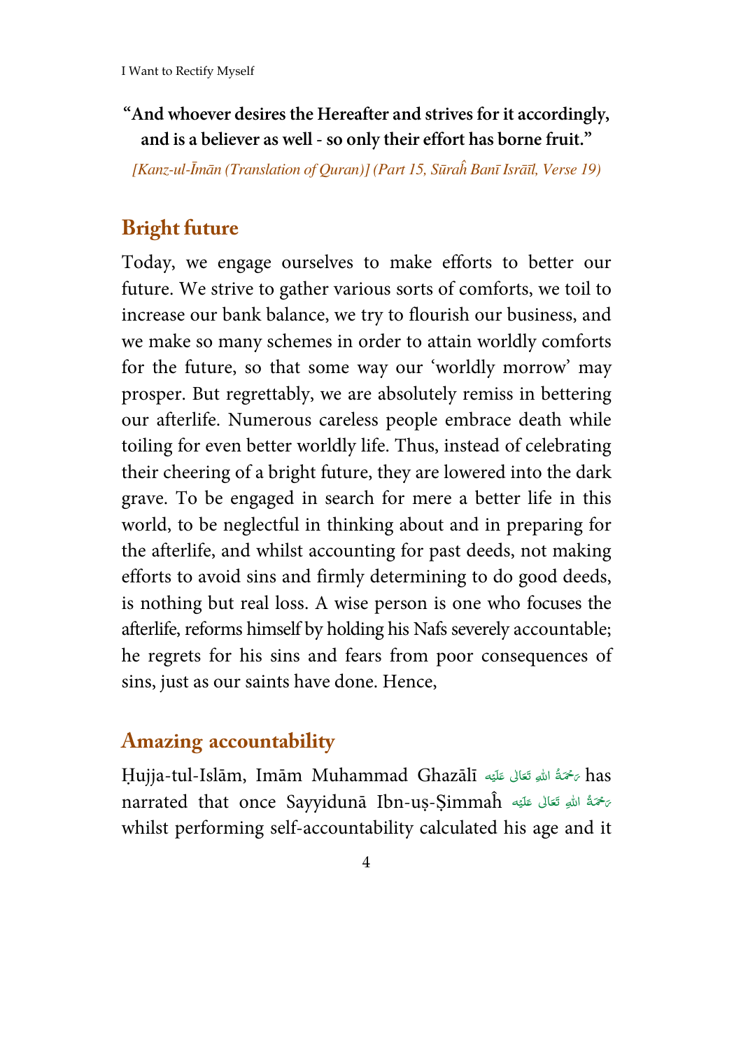**"And whoever desires the Hereafter and strives for it accordingly, and is a believer as well - so only their effort has borne fruit."**

*[Kanz-ul-Īmān (Translation of Quran)] (Part 15, Sūraĥ Banī Isrāīl, Verse 19)*

## Bright future

Today, we engage ourselves to make efforts to better our future. We strive to gather various sorts of comforts, we toil to increase our bank balance, we try to flourish our business, and we make so many schemes in order to attain worldly comforts for the future, so that some way our 'worldly morrow' may prosper. But regrettably, we are absolutely remiss in bettering our afterlife. Numerous careless people embrace death while toiling for even better worldly life. Thus, instead of celebrating their cheering of a bright future, they are lowered into the dark grave. To be engaged in search for mere a better life in this world, to be neglectful in thinking about and in preparing for the afterlife, and whilst accounting for past deeds, not making efforts to avoid sins and firmly determining to do good deeds, is nothing but real loss. A wise person is one who focuses the afterlife, reforms himself by holding his Nafs severely accountable; he regrets for his sins and fears from poor consequences of sins, just as our saints have done. Hence,

## Amazing accountability

Ḥujja-tul-Islām, Imām Muhammad Ghazālī رَحْمَةُ اللهِ تَعَالٰی عَلَيْه has narrated that once Sayyidunā Ibn-uṣ-Ṣimmaĥ رَحْمَةُ اللهِ تَعَالٰی عَلَيْه whilst performing self-accountability calculated his age and it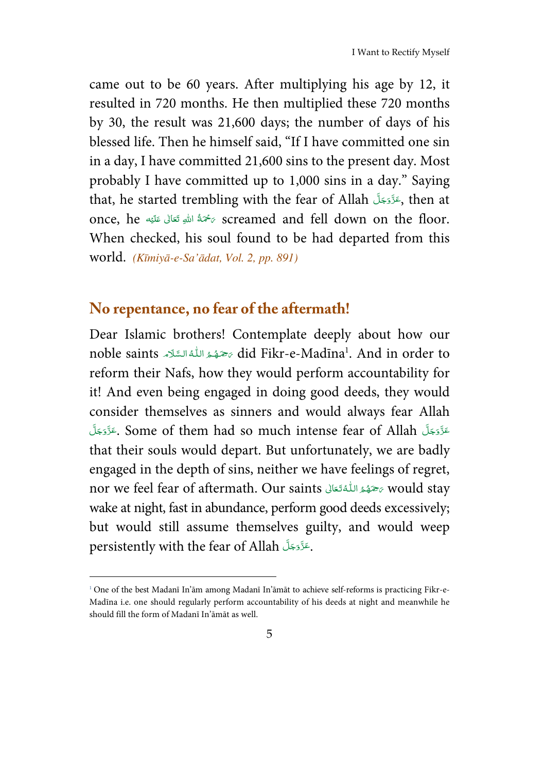came out to be 60 years. After multiplying his age by 12, it resulted in 720 months. He then multiplied these 720 months by 30, the result was 21,600 days; the number of days of his blessed life. Then he himself said, "If I have committed one sin in a day, I have committed 21,600 sins to the present day. Most probably I have committed up to 1,000 sins in a day." Saying that, he started trembling with the fear of Allah عَزَّوَجَلَّ, then at once, he رَحْمَةُ اللهِ تَعَالٰی عَلَيْه screamed and fell down on the floor. When checked, his soul found to be had departed from this world. *(Kīmiyā-e-Sa'ādat, Vol. 2, pp. 891)*

## No repentance, no fear of the aftermath!

Dear Islamic brothers! Contemplate deeply about how our noble saints رَحِمَهُمُ اللّٰهُ السَّلَام did Fikr-e-Madīna[1]. And in order to reform their Nafs, how they would perform accountability for it! And even being engaged in doing good deeds, they would consider themselves as sinners and would always fear Allah عَزَّوَجَلَّ. Some of them had so much intense fear of Allah عَزَّوَجَلَّ that their souls would depart. But unfortunately, we are badly engaged in the depth of sins, neither we have feelings of regret, nor we feel fear of aftermath. Our saints رَحِمَهُمُ اللّٰهُ تَعَالٰی would stay wake at night, fast in abundance, perform good deeds excessively; but would still assume themselves guilty, and would weep persistently with the fear of Allah عَزَّوَجَلَّ.

---

[1] One of the best Madanī In'ām among Madanī In'āmāt to achieve self-reforms is practicing Fikr-e-Madīna i.e. one should regularly perform accountability of his deeds at night and meanwhile he should fill the form of Madanī In'āmāt as well.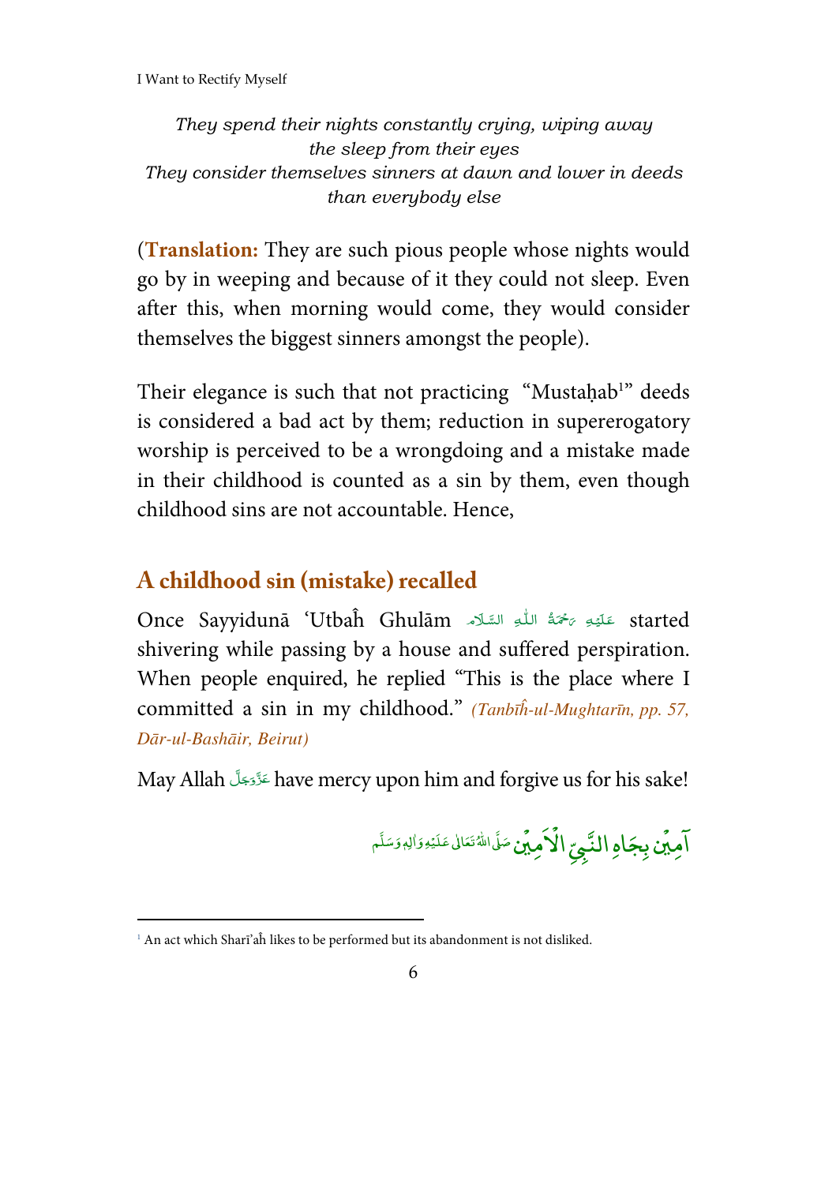*They spend their nights constantly crying, wiping away the sleep from their eyes*
*They consider themselves sinners at dawn and lower in deeds than everybody else*

(**Translation:** They are such pious people whose nights would go by in weeping and because of it they could not sleep. Even after this, when morning would come, they would consider themselves the biggest sinners amongst the people).

Their elegance is such that not practicing "Mustaḥab[1]" deeds is considered a bad act by them; reduction in supererogatory worship is perceived to be a wrongdoing and a mistake made in their childhood is counted as a sin by them, even though childhood sins are not accountable. Hence,

## A childhood sin (mistake) recalled

Once Sayyidunā 'Utbaĥ Ghulām عَلَيْهِ رَحْمَةُ اللّٰهِ السَّلَام started shivering while passing by a house and suffered perspiration. When people enquired, he replied "This is the place where I committed a sin in my childhood." *(Tanbīĥ-ul-Mughtarīn, pp. 57, Dār-ul-Bashāir, Beirut)*

May Allah عَزَّوَجَلَّ have mercy upon him and forgive us for his sake!

آمِيْن بِجَاهِ النَّبِيِّ الْاَمِيْن صَلَّى اللّٰهُ تَعَالٰى عَلَيْهِ وَاٰلِهٖ وَسَلَّم

[1] An act which Sharī'aĥ likes to be performed but its abandonment is not disliked.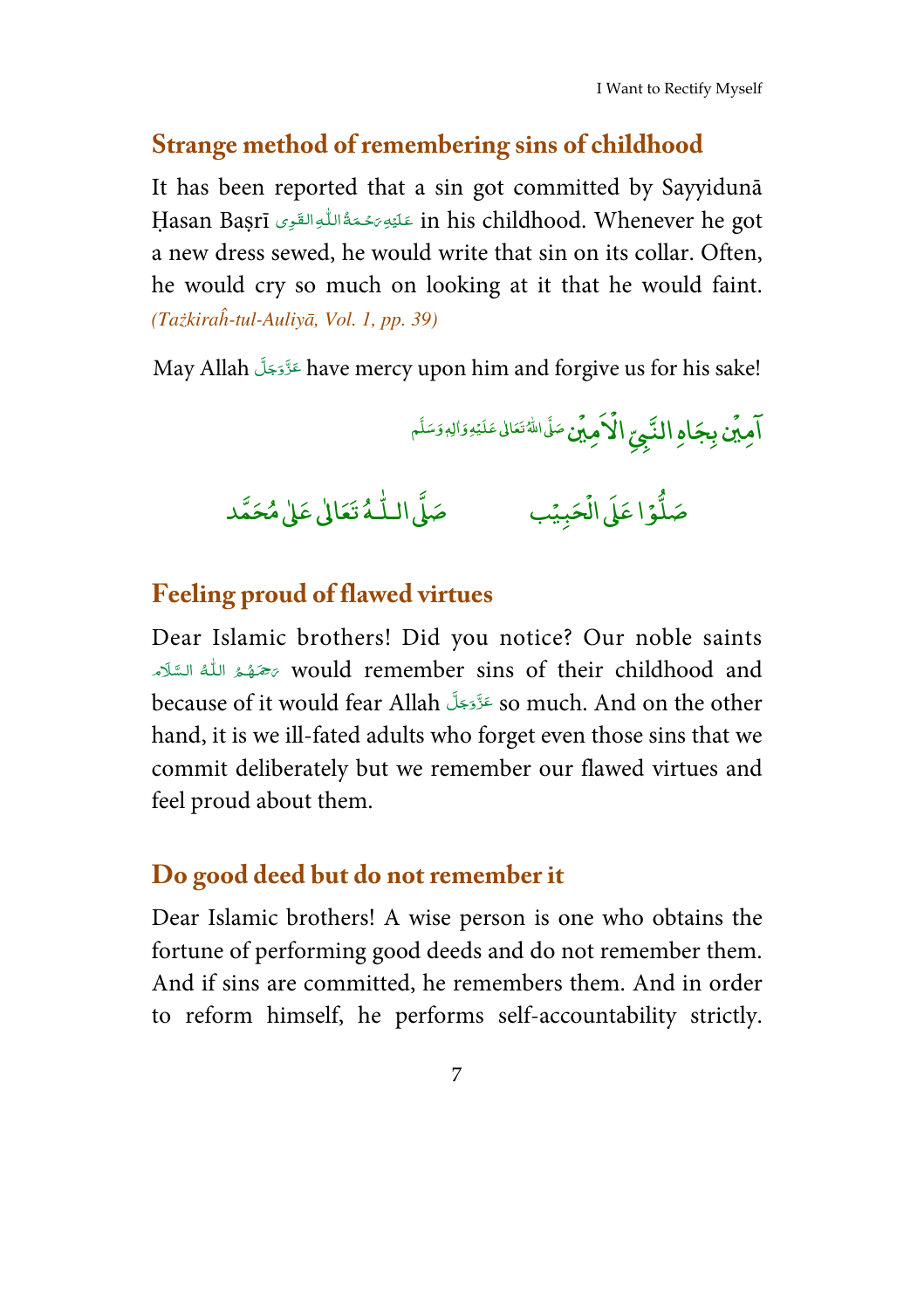## Strange method of remembering sins of childhood

It has been reported that a sin got committed by Sayyidunā Ḥasan Baṣrī عَلَيْهِ رَحْمَةُ اللّٰهِ الْقَوِى in his childhood. Whenever he got a new dress sewed, he would write that sin on its collar. Often, he would cry so much on looking at it that he would faint. *(Tażkiraĥ-tul-Auliyā, Vol. 1, pp. 39)*

May Allah عَزَّوَجَلَّ have mercy upon him and forgive us for his sake!

اٰمِيْن بِجَاهِ النَّبِيِّ الْاَمِيْن صَلَّى اللّٰهُ تَعَالٰى عَلَيْهِ وَاٰلِهٖ وَسَلَّم

صَلُّوْا عَلَى الْحَبِيْب صَلَّى اللّٰهُ تَعَالٰى عَلٰى مُحَمَّد

## Feeling proud of flawed virtues

Dear Islamic brothers! Did you notice? Our noble saints رَحِمَهُمُ اللّٰهُ السَّلَام would remember sins of their childhood and because of it would fear Allah عَزَّوَجَلَّ so much. And on the other hand, it is we ill-fated adults who forget even those sins that we commit deliberately but we remember our flawed virtues and feel proud about them.

## Do good deed but do not remember it

Dear Islamic brothers! A wise person is one who obtains the fortune of performing good deeds and do not remember them. And if sins are committed, he remembers them. And in order to reform himself, he performs self-accountability strictly.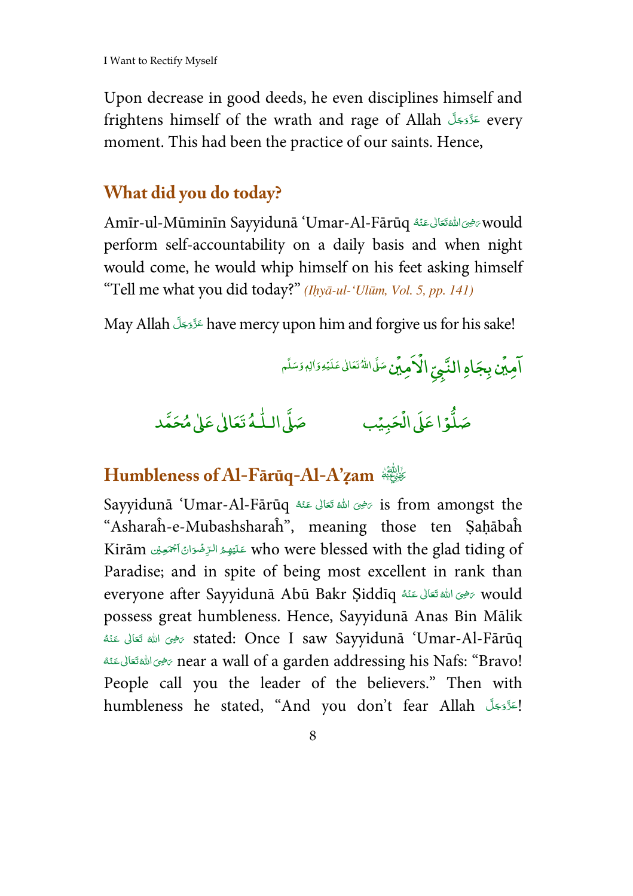Upon decrease in good deeds, he even disciplines himself and frightens himself of the wrath and rage of Allah عَزَّوَجَلَّ every moment. This had been the practice of our saints. Hence,

## What did you do today?

Amīr-ul-Mūminīn Sayyidunā 'Umar-Al-Fārūq رَضِیَ اللهُ تَعَالٰی عَنْهُ would perform self-accountability on a daily basis and when night would come, he would whip himself on his feet asking himself "Tell me what you did today?" *(Iḥyā-ul-'Ulūm, Vol. 5, pp. 141)*

May Allah عَزَّوَجَلَّ have mercy upon him and forgive us for his sake!

آمِيْن بِجَاهِ النَّبِيِّ الْاَمِيْن صَلَّى اللهُ تَعَالٰى عَلَيْهِ وَاٰلِهٖ وَسَلَّم

صَلُّوْا عَلَى الْحَبِيْب صَلَّى اللّٰهُ تَعَالٰى عَلٰى مُحَمَّد

## Humbleness of Al-Fārūq-Al-A'ẓam رَضِیَ اللهُ عَنْهُ

Sayyidunā 'Umar-Al-Fārūq رَضِیَ اللهُ تَعَالٰی عَنْهُ is from amongst the "Asharaĥ-e-Mubashsharaĥ", meaning those ten Ṣaḥābaĥ Kirām عَلَيْهِمُ الرِّضْوَان اَجْمَعِيْن who were blessed with the glad tiding of Paradise; and in spite of being most excellent in rank than everyone after Sayyidunā Abū Bakr Ṣiddīq رَضِیَ اللهُ تَعَالٰی عَنْهُ would possess great humbleness. Hence, Sayyidunā Anas Bin Mālik رَضِیَ اللهُ تَعَالٰی عَنْهُ stated: Once I saw Sayyidunā 'Umar-Al-Fārūq رَضِیَ اللهُ تَعَالٰی عَنْهُ near a wall of a garden addressing his Nafs: "Bravo! People call you the leader of the believers." Then with humbleness he stated, "And you don't fear Allah عَزَّوَجَلَّ!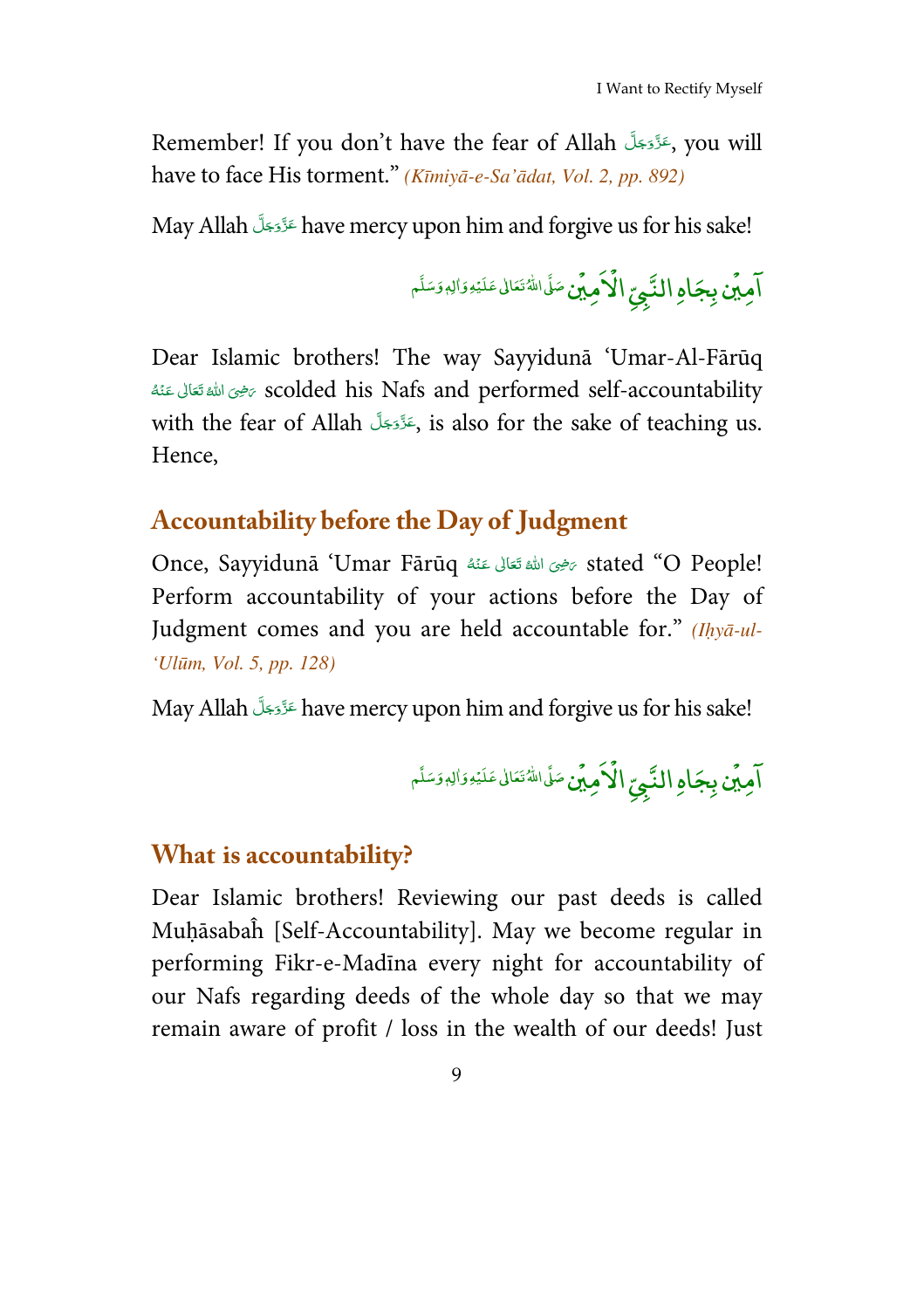Remember! If you don't have the fear of Allah عَزَّوَجَلَّ, you will have to face His torment." *(Kīmiyā-e-Sa'ādat, Vol. 2, pp. 892)*

May Allah عَزَّوَجَلَّ have mercy upon him and forgive us for his sake!

آمِيْن بِجَاهِ النَّبِيِّ الْاَمِيْن صَلَّى اللّٰهُ تَعَالٰى عَلَيْهِ وَاٰلِهٖ وَسَلَّم

Dear Islamic brothers! The way Sayyidunā 'Umar-Al-Fārūq رَضِىَ اللّٰهُ تَعَالٰى عَنْهُ scolded his Nafs and performed self-accountability with the fear of Allah عَزَّوَجَلَّ, is also for the sake of teaching us. Hence,

## Accountability before the Day of Judgment

Once, Sayyidunā 'Umar Fārūq رَضِىَ اللّٰهُ تَعَالٰى عَنْهُ stated "O People! Perform accountability of your actions before the Day of Judgment comes and you are held accountable for." *(Iḥyā-ul-'Ulūm, Vol. 5, pp. 128)*

May Allah عَزَّوَجَلَّ have mercy upon him and forgive us for his sake!

آمِيْن بِجَاهِ النَّبِيِّ الْاَمِيْن صَلَّى اللّٰهُ تَعَالٰى عَلَيْهِ وَاٰلِهٖ وَسَلَّم

## What is accountability?

Dear Islamic brothers! Reviewing our past deeds is called Muḥāsabaĥ [Self-Accountability]. May we become regular in performing Fikr-e-Madīna every night for accountability of our Nafs regarding deeds of the whole day so that we may remain aware of profit / loss in the wealth of our deeds! Just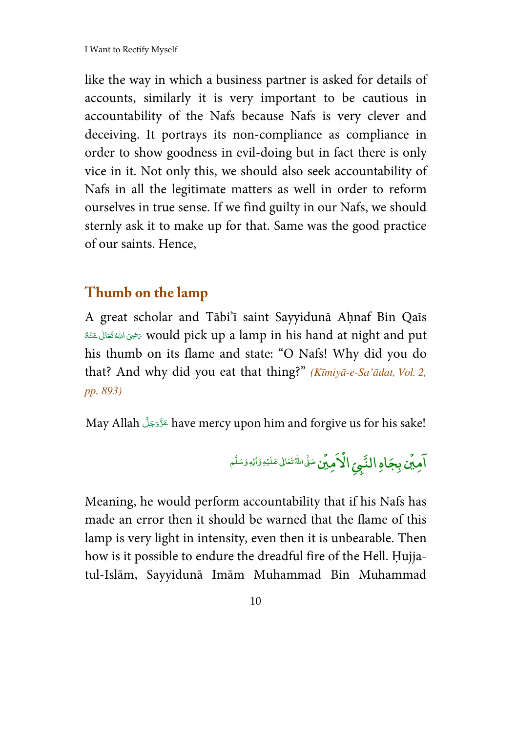like the way in which a business partner is asked for details of accounts, similarly it is very important to be cautious in accountability of the Nafs because Nafs is very clever and deceiving. It portrays its non-compliance as compliance in order to show goodness in evil-doing but in fact there is only vice in it. Not only this, we should also seek accountability of Nafs in all the legitimate matters as well in order to reform ourselves in true sense. If we find guilty in our Nafs, we should sternly ask it to make up for that. Same was the good practice of our saints. Hence,

## Thumb on the lamp

A great scholar and Tābi'ī saint Sayyidunā Aḥnaf Bin Qaīs رَضِیَ اللّٰہُ تَعَالٰی عَنْہُ would pick up a lamp in his hand at night and put his thumb on its flame and state: "O Nafs! Why did you do that? And why did you eat that thing?" *(Kīmiyā-e-Sa'ādat, Vol. 2, pp. 893)*

May Allah عَزَّوَجَلَّ have mercy upon him and forgive us for his sake!

اٰمِیْن بِجَاہِ النَّبِیِّ الْاَمِیْن صَلَّی اللّٰہُ تَعَالٰی عَلَیْہِ وَاٰلِہٖ وَسَلَّم

Meaning, he would perform accountability that if his Nafs has made an error then it should be warned that the flame of this lamp is very light in intensity, even then it is unbearable. Then how is it possible to endure the dreadful fire of the Hell. Ḥujja-tul-Islām, Sayyidunā Imām Muhammad Bin Muhammad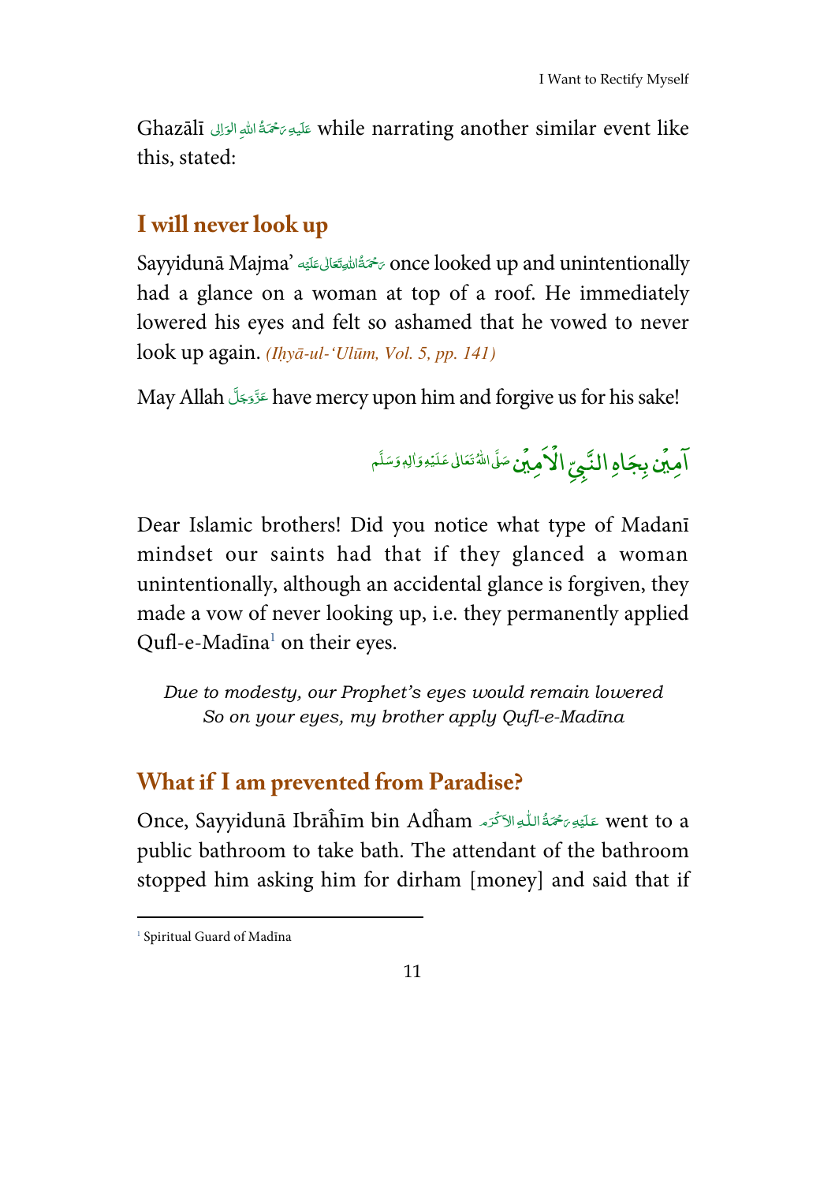Ghazālī عَلَيْهِ رَحْمَةُ اللهِ الوَالِى while narrating another similar event like this, stated:

## I will never look up

Sayyidunā Majma' رَحْمَةُ اللهِ تَعَالٰى عَلَيْه once looked up and unintentionally had a glance on a woman at top of a roof. He immediately lowered his eyes and felt so ashamed that he vowed to never look up again. *(Iḥyā-ul-'Ulūm, Vol. 5, pp. 141)*

May Allah عَزَّوَجَلَّ have mercy upon him and forgive us for his sake!

آمِيْن بِجَاهِ النَّبِيِّ الْاَمِيْن صَلَّى اللهُ تَعَالٰى عَلَيْهِ وَاٰلِهٖ وَسَلَّم

Dear Islamic brothers! Did you notice what type of Madanī mindset our saints had that if they glanced a woman unintentionally, although an accidental glance is forgiven, they made a vow of never looking up, i.e. they permanently applied Qufl-e-Madīna[1] on their eyes.

*Due to modesty, our Prophet's eyes would remain lowered*
*So on your eyes, my brother apply Qufl-e-Madīna*

## What if I am prevented from Paradise?

Once, Sayyidunā Ibrāĥīm bin Adĥam عَلَيْهِ رَحْمَةُ اللّٰهِ الاَكْرَم went to a public bathroom to take bath. The attendant of the bathroom stopped him asking him for dirham [money] and said that if

[1] Spiritual Guard of Madīna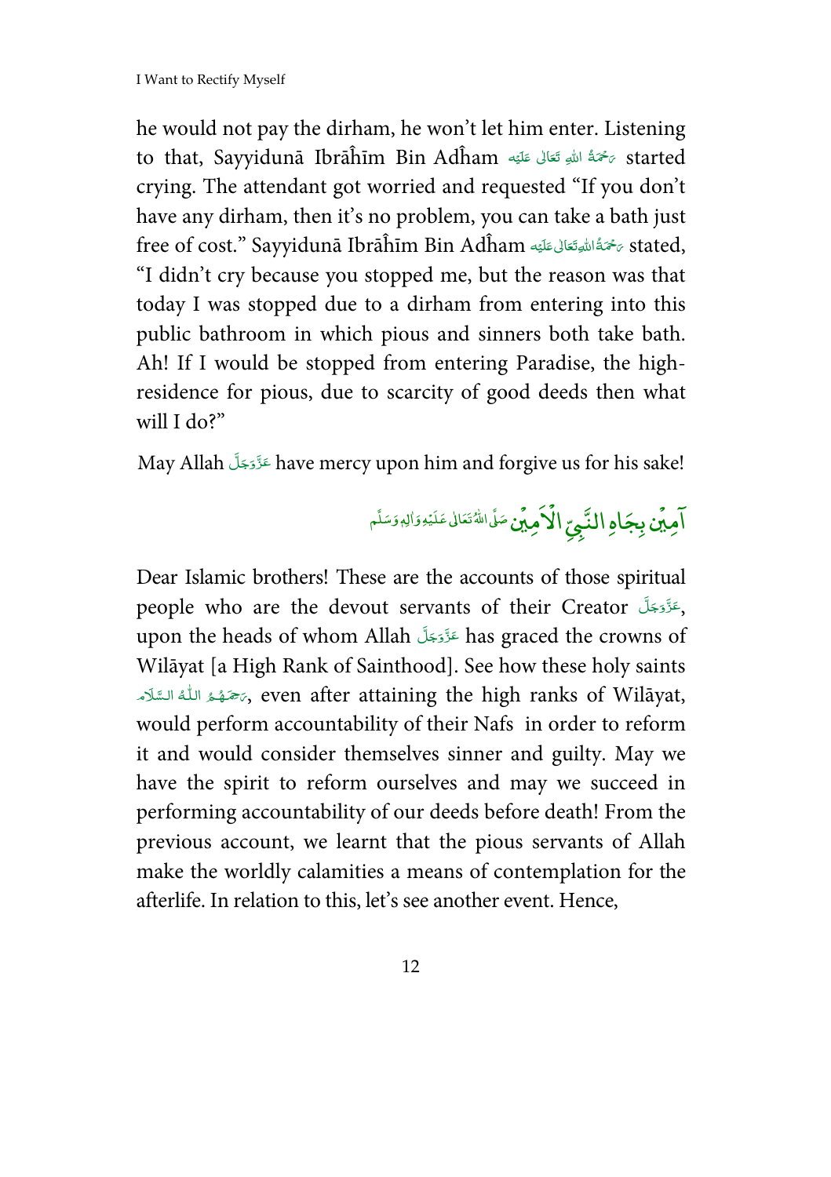he would not pay the dirham, he won't let him enter. Listening to that, Sayyidunā Ibrāĥīm Bin Adĥam رَحْمَةُ اللهِ تَعَالٰى عَلَيْه started crying. The attendant got worried and requested "If you don't have any dirham, then it's no problem, you can take a bath just free of cost." Sayyidunā Ibrāĥīm Bin Adĥam رَحْمَةُ اللهِ تَعَالٰى عَلَيْه stated, "I didn't cry because you stopped me, but the reason was that today I was stopped due to a dirham from entering into this public bathroom in which pious and sinners both take bath. Ah! If I would be stopped from entering Paradise, the high-residence for pious, due to scarcity of good deeds then what will I do?"

May Allah عَزَّوَجَلَّ have mercy upon him and forgive us for his sake!

آمِيْن بِجَاهِ النَّبِيِّ الْاَمِيْن صَلَّى اللهُ تَعَالٰى عَلَيْهِ وَاٰلِهٖ وَسَلَّم

Dear Islamic brothers! These are the accounts of those spiritual people who are the devout servants of their Creator عَزَّوَجَلَّ, upon the heads of whom Allah عَزَّوَجَلَّ has graced the crowns of Wilāyat [a High Rank of Sainthood]. See how these holy saints رَحِمَهُمُ اللّٰهُ السَّلَام, even after attaining the high ranks of Wilāyat, would perform accountability of their Nafs in order to reform it and would consider themselves sinner and guilty. May we have the spirit to reform ourselves and may we succeed in performing accountability of our deeds before death! From the previous account, we learnt that the pious servants of Allah make the worldly calamities a means of contemplation for the afterlife. In relation to this, let's see another event. Hence,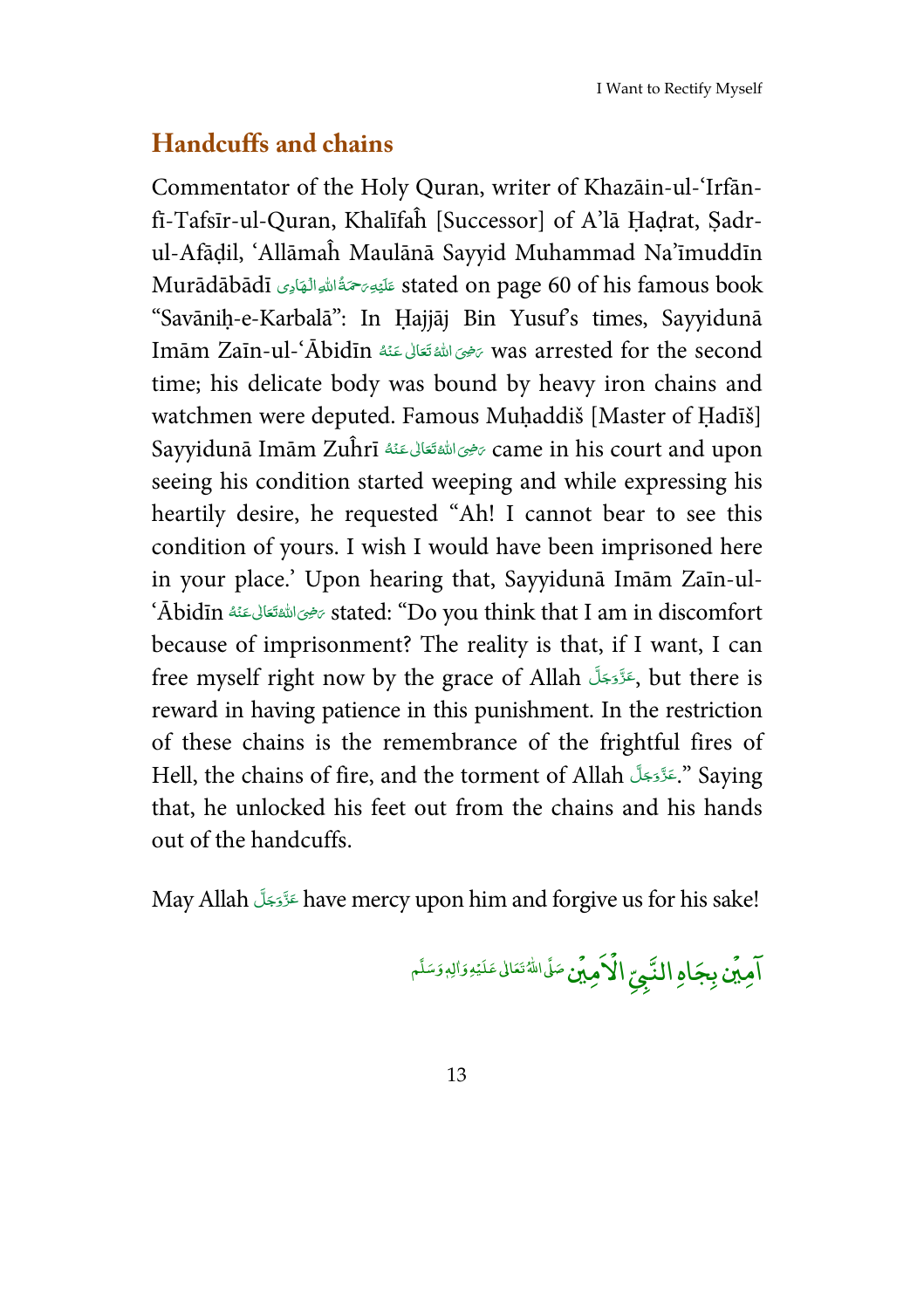## Handcuffs and chains

Commentator of the Holy Quran, writer of Khazāin-ul-'Irfān-fī-Tafsīr-ul-Quran, Khalīfaĥ [Successor] of A'lā Ḥaḍrat, Ṣadr-ul-Afāḍil, 'Allāmaĥ Maulānā Sayyid Muhammad Na'īmuddīn Murādābādī عَلَيْهِ رَحْمَةُ اللهِ الْهَادِى stated on page 60 of his famous book "Savāniḥ-e-Karbalā": In Ḥajjāj Bin Yusuf's times, Sayyidunā Imām Zaīn-ul-'Ābidīn رَضِىَ اللهُ تَعَالٰى عَنْهُ was arrested for the second time; his delicate body was bound by heavy iron chains and watchmen were deputed. Famous Muḥaddiš [Master of Ḥadīš] Sayyidunā Imām Zuĥrī رَضِىَ اللهُ تَعَالٰى عَنْهُ came in his court and upon seeing his condition started weeping and while expressing his heartily desire, he requested "Ah! I cannot bear to see this condition of yours. I wish I would have been imprisoned here in your place.' Upon hearing that, Sayyidunā Imām Zaīn-ul-'Ābidīn رَضِىَ اللهُ تَعَالٰى عَنْهُ stated: "Do you think that I am in discomfort because of imprisonment? The reality is that, if I want, I can free myself right now by the grace of Allah عَزَّوَجَلَّ, but there is reward in having patience in this punishment. In the restriction of these chains is the remembrance of the frightful fires of Hell, the chains of fire, and the torment of Allah عَزَّوَجَلَّ." Saying that, he unlocked his feet out from the chains and his hands out of the handcuffs.

May Allah عَزَّوَجَلَّ have mercy upon him and forgive us for his sake!

اٰمِيْن بِجَاهِ النَّبِيِّ الْاَمِيْن صَلَّى اللهُ تَعَالٰى عَلَيْهِ وَاٰلِهٖ وَسَلَّم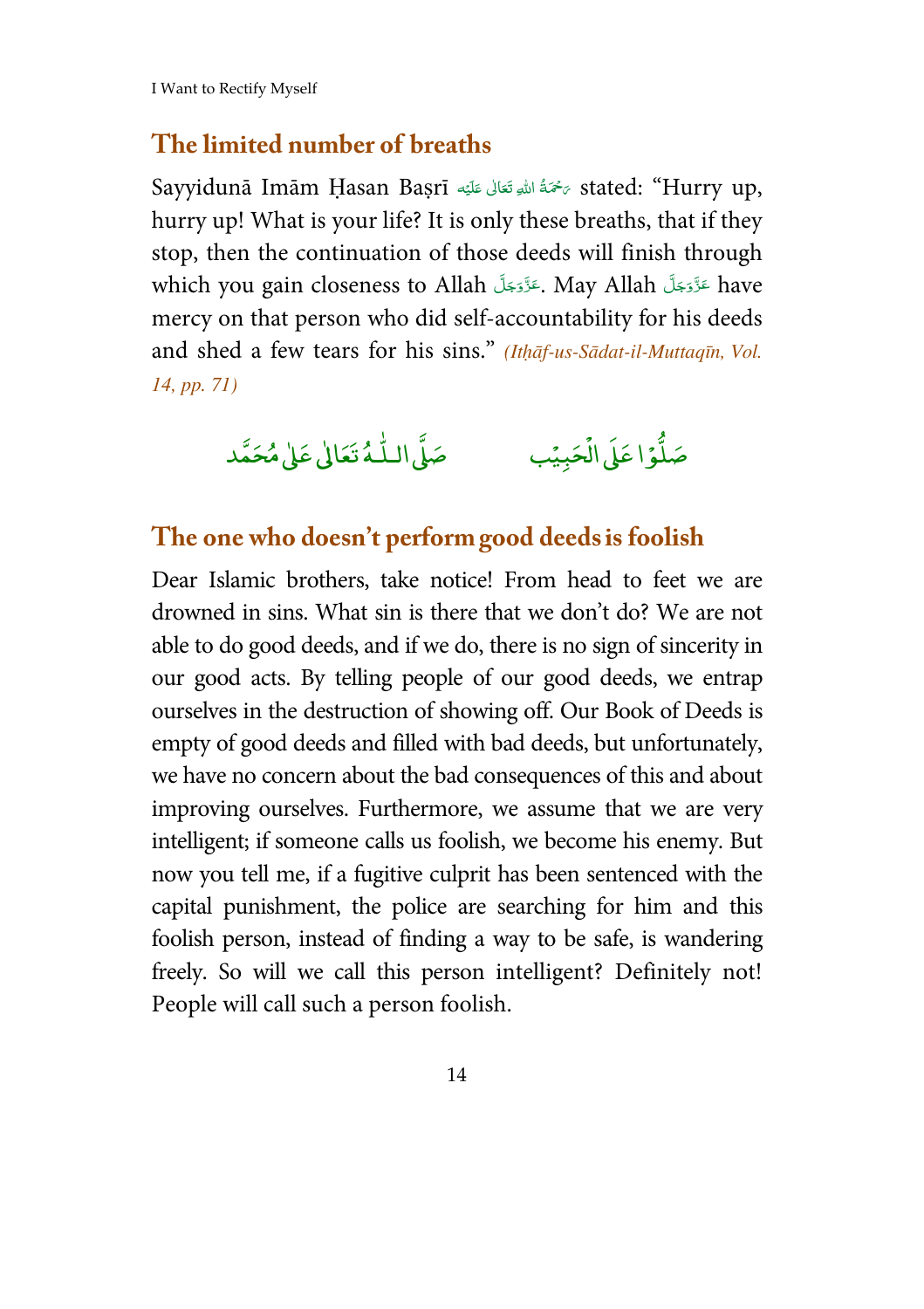## The limited number of breaths

Sayyidunā Imām Ḥasan Baṣrī رَحْمَةُ اللهِ تَعَالٰى عَلَيْه stated: "Hurry up, hurry up! What is your life? It is only these breaths, that if they stop, then the continuation of those deeds will finish through which you gain closeness to Allah عَزَّوَجَلَّ. May Allah عَزَّوَجَلَّ have mercy on that person who did self-accountability for his deeds and shed a few tears for his sins." *(Itḥāf-us-Sādat-il-Muttaqīn, Vol. 14, pp. 71)*

صَلُّوْا عَلَى الْحَبِيْب صَلَّى اللّٰهُ تَعَالٰى عَلٰى مُحَمَّد

## The one who doesn't perform good deeds is foolish

Dear Islamic brothers, take notice! From head to feet we are drowned in sins. What sin is there that we don't do? We are not able to do good deeds, and if we do, there is no sign of sincerity in our good acts. By telling people of our good deeds, we entrap ourselves in the destruction of showing off. Our Book of Deeds is empty of good deeds and filled with bad deeds, but unfortunately, we have no concern about the bad consequences of this and about improving ourselves. Furthermore, we assume that we are very intelligent; if someone calls us foolish, we become his enemy. But now you tell me, if a fugitive culprit has been sentenced with the capital punishment, the police are searching for him and this foolish person, instead of finding a way to be safe, is wandering freely. So will we call this person intelligent? Definitely not! People will call such a person foolish.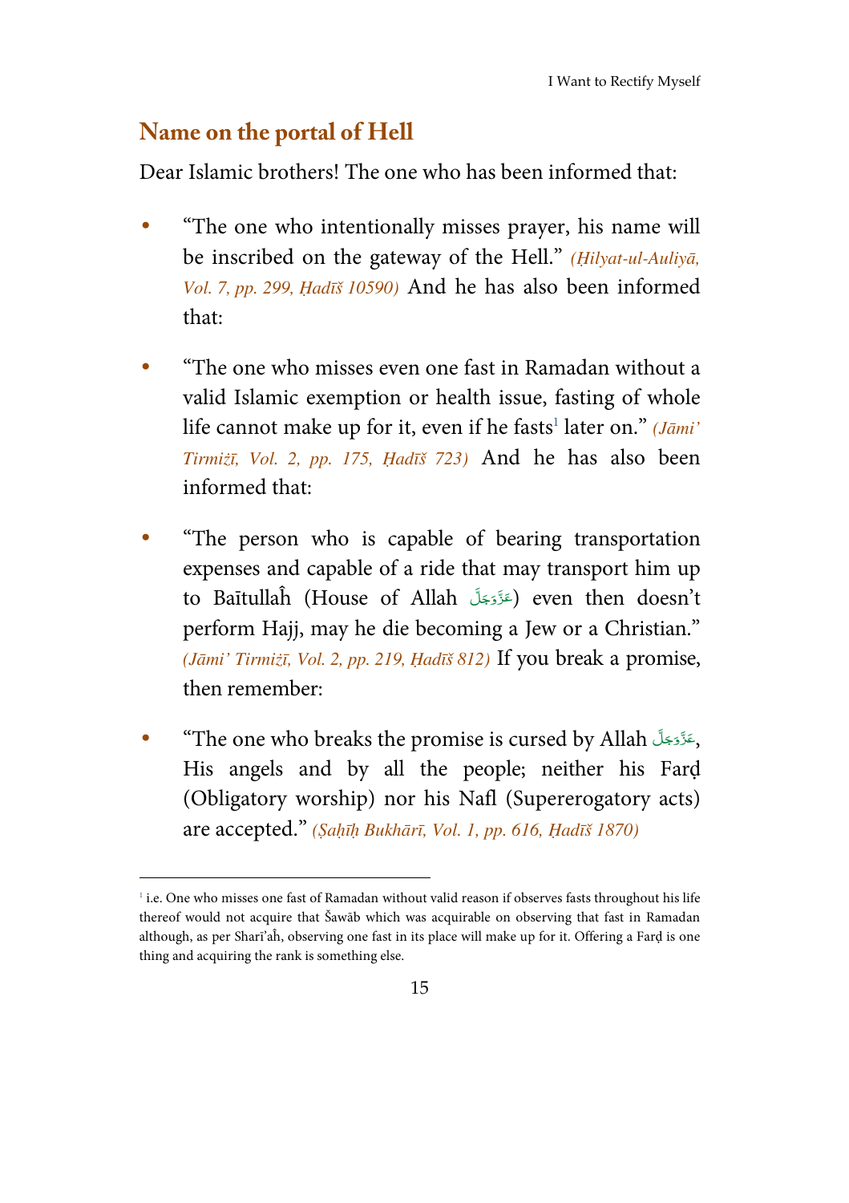## Name on the portal of Hell

Dear Islamic brothers! The one who has been informed that:

- "The one who intentionally misses prayer, his name will be inscribed on the gateway of the Hell." *(Ḥilyat-ul-Auliyā, Vol. 7, pp. 299, Ḥadīš 10590)* And he has also been informed that:

- "The one who misses even one fast in Ramadan without a valid Islamic exemption or health issue, fasting of whole life cannot make up for it, even if he fasts[1] later on." *(Jāmi' Tirmiżī, Vol. 2, pp. 175, Ḥadīš 723)* And he has also been informed that:

- "The person who is capable of bearing transportation expenses and capable of a ride that may transport him up to Baītullaĥ (House of Allah عَزَّوَجَلَّ) even then doesn't perform Hajj, may he die becoming a Jew or a Christian." *(Jāmi' Tirmiżī, Vol. 2, pp. 219, Ḥadīš 812)* If you break a promise, then remember:

- "The one who breaks the promise is cursed by Allah عَزَّوَجَلَّ, His angels and by all the people; neither his Farḍ (Obligatory worship) nor his Nafl (Supererogatory acts) are accepted." *(Ṣaḥīḥ Bukhārī, Vol. 1, pp. 616, Ḥadīš 1870)*

---

[1] i.e. One who misses one fast of Ramadan without valid reason if observes fasts throughout his life thereof would not acquire that Šawāb which was acquirable on observing that fast in Ramadan although, as per Sharī'aĥ, observing one fast in its place will make up for it. Offering a Farḍ is one thing and acquiring the rank is something else.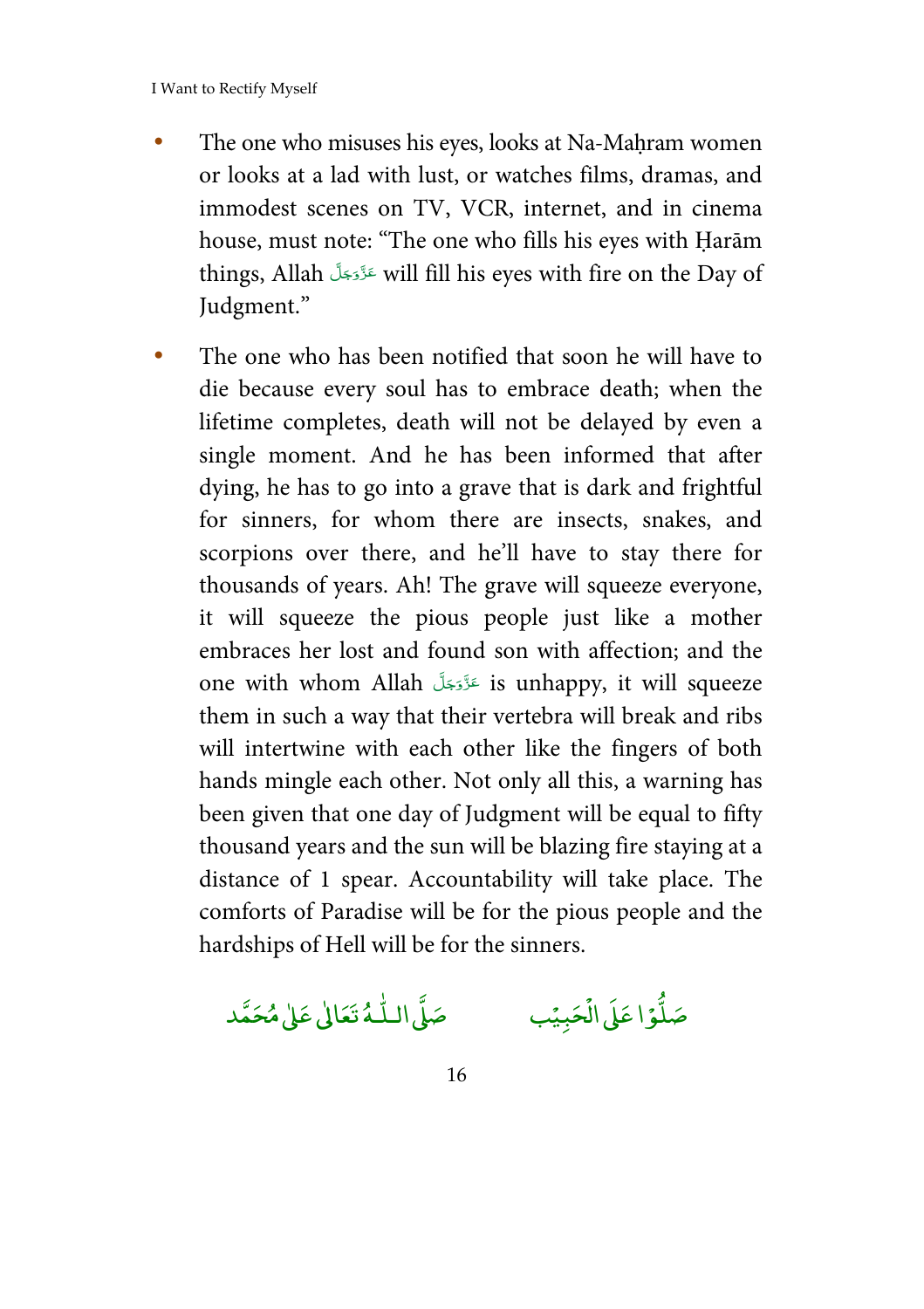- The one who misuses his eyes, looks at Na-Maḥram women or looks at a lad with lust, or watches films, dramas, and immodest scenes on TV, VCR, internet, and in cinema house, must note: "The one who fills his eyes with Ḥarām things, Allah عَزَّوَجَلَّ will fill his eyes with fire on the Day of Judgment."

- The one who has been notified that soon he will have to die because every soul has to embrace death; when the lifetime completes, death will not be delayed by even a single moment. And he has been informed that after dying, he has to go into a grave that is dark and frightful for sinners, for whom there are insects, snakes, and scorpions over there, and he'll have to stay there for thousands of years. Ah! The grave will squeeze everyone, it will squeeze the pious people just like a mother embraces her lost and found son with affection; and the one with whom Allah عَزَّوَجَلَّ is unhappy, it will squeeze them in such a way that their vertebra will break and ribs will intertwine with each other like the fingers of both hands mingle each other. Not only all this, a warning has been given that one day of Judgment will be equal to fifty thousand years and the sun will be blazing fire staying at a distance of 1 spear. Accountability will take place. The comforts of Paradise will be for the pious people and the hardships of Hell will be for the sinners.

صَلُّوْا عَلَی الْحَبِیْب صَلَّی اللّٰہُ تَعَالٰی عَلٰی مُحَمَّد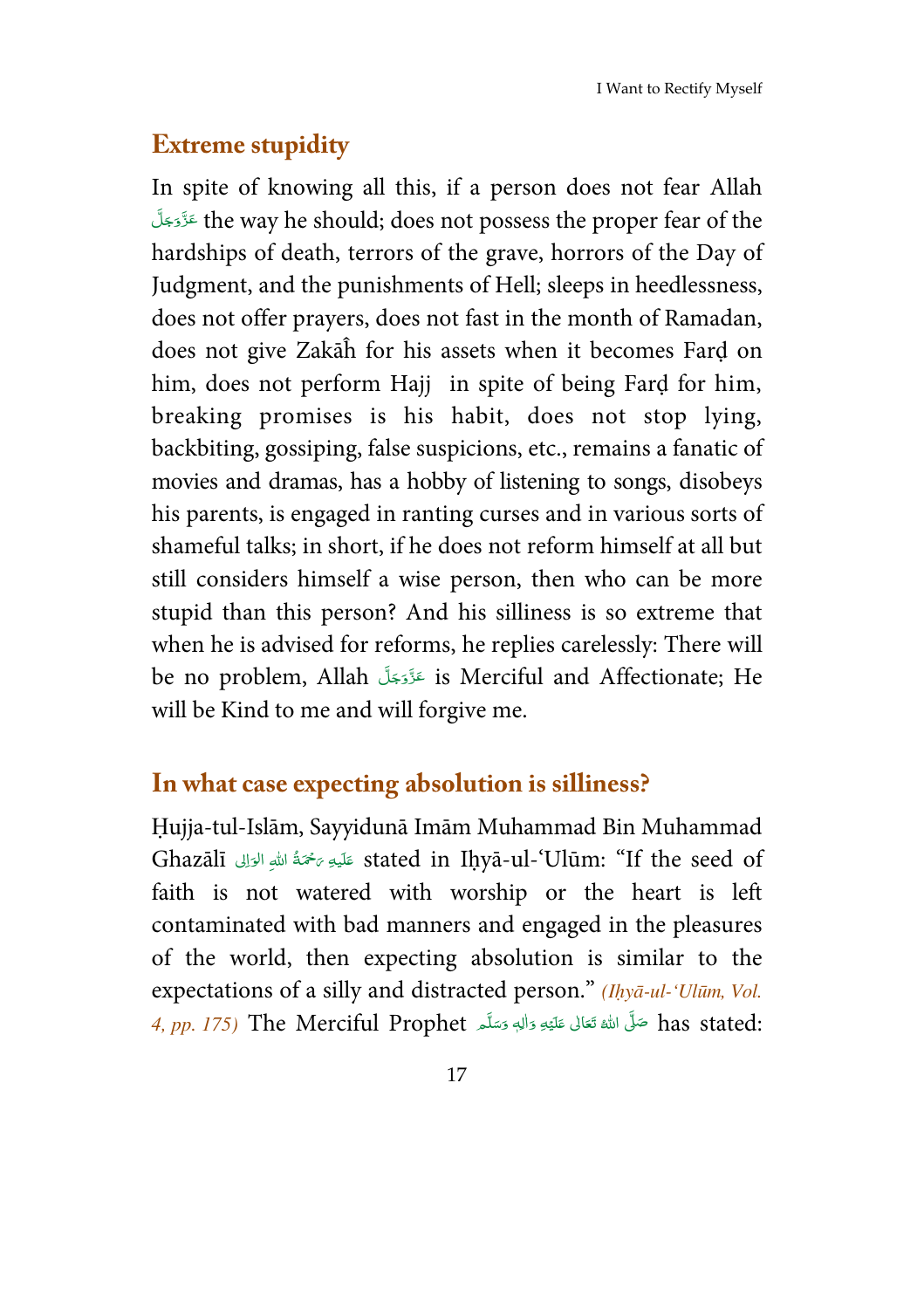## Extreme stupidity

In spite of knowing all this, if a person does not fear Allah عَزَّوَجَلَّ the way he should; does not possess the proper fear of the hardships of death, terrors of the grave, horrors of the Day of Judgment, and the punishments of Hell; sleeps in heedlessness, does not offer prayers, does not fast in the month of Ramadan, does not give Zakāĥ for his assets when it becomes Farḍ on him, does not perform Hajj in spite of being Farḍ for him, breaking promises is his habit, does not stop lying, backbiting, gossiping, false suspicions, etc., remains a fanatic of movies and dramas, has a hobby of listening to songs, disobeys his parents, is engaged in ranting curses and in various sorts of shameful talks; in short, if he does not reform himself at all but still considers himself a wise person, then who can be more stupid than this person? And his silliness is so extreme that when he is advised for reforms, he replies carelessly: There will be no problem, Allah عَزَّوَجَلَّ is Merciful and Affectionate; He will be Kind to me and will forgive me.

## In what case expecting absolution is silliness?

Ḥujja-tul-Islām, Sayyidunā Imām Muhammad Bin Muhammad Ghazālī عَلَیْهِ رَحْمَةُ اللهِ الوَالِی stated in Iḥyā-ul-'Ulūm: "If the seed of faith is not watered with worship or the heart is left contaminated with bad manners and engaged in the pleasures of the world, then expecting absolution is similar to the expectations of a silly and distracted person." *(Iḥyā-ul-'Ulūm, Vol. 4, pp. 175)* The Merciful Prophet صَلَّى اللهُ تَعَالٰى عَلَيْهِ وَاٰلِهٖ وَسَلَّم has stated: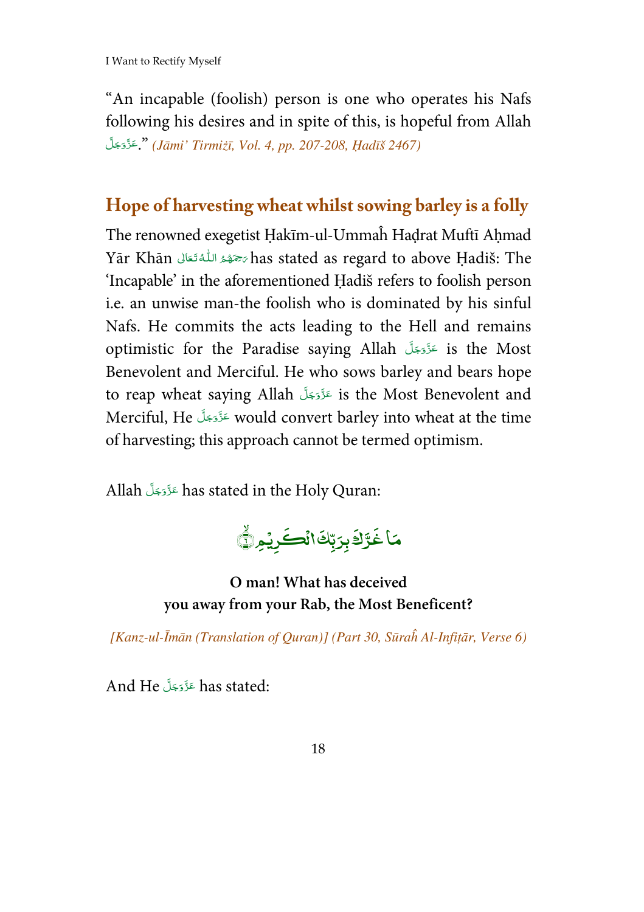"An incapable (foolish) person is one who operates his Nafs following his desires and in spite of this, is hopeful from Allah عَزَّوَجَلَّ." *(Jāmi' Tirmiżī, Vol. 4, pp. 207-208, Ḥadīš 2467)*

## Hope of harvesting wheat whilst sowing barley is a folly

The renowned exegetist Ḥakīm-ul-Ummaĥ Ḥaḍrat Muftī Aḥmad Yār Khān رَحْمَةُ اللّٰهِ تَعَالٰى has stated as regard to above Ḥadiš: The 'Incapable' in the aforementioned Ḥadiš refers to foolish person i.e. an unwise man-the foolish who is dominated by his sinful Nafs. He commits the acts leading to the Hell and remains optimistic for the Paradise saying Allah عَزَّوَجَلَّ is the Most Benevolent and Merciful. He who sows barley and bears hope to reap wheat saying Allah عَزَّوَجَلَّ is the Most Benevolent and Merciful, He عَزَّوَجَلَّ would convert barley into wheat at the time of harvesting; this approach cannot be termed optimism.

Allah عَزَّوَجَلَّ has stated in the Holy Quran:

مَا غَرَّكَ بِرَبِّكَ الْكَرِيْمِ ۙ﴿۶﴾

**O man! What has deceived you away from your Rab, the Most Beneficent?**

*[Kanz-ul-Īmān (Translation of Quran)] (Part 30, Sūraĥ Al-Infiṭār, Verse 6)*

And He عَزَّوَجَلَّ has stated: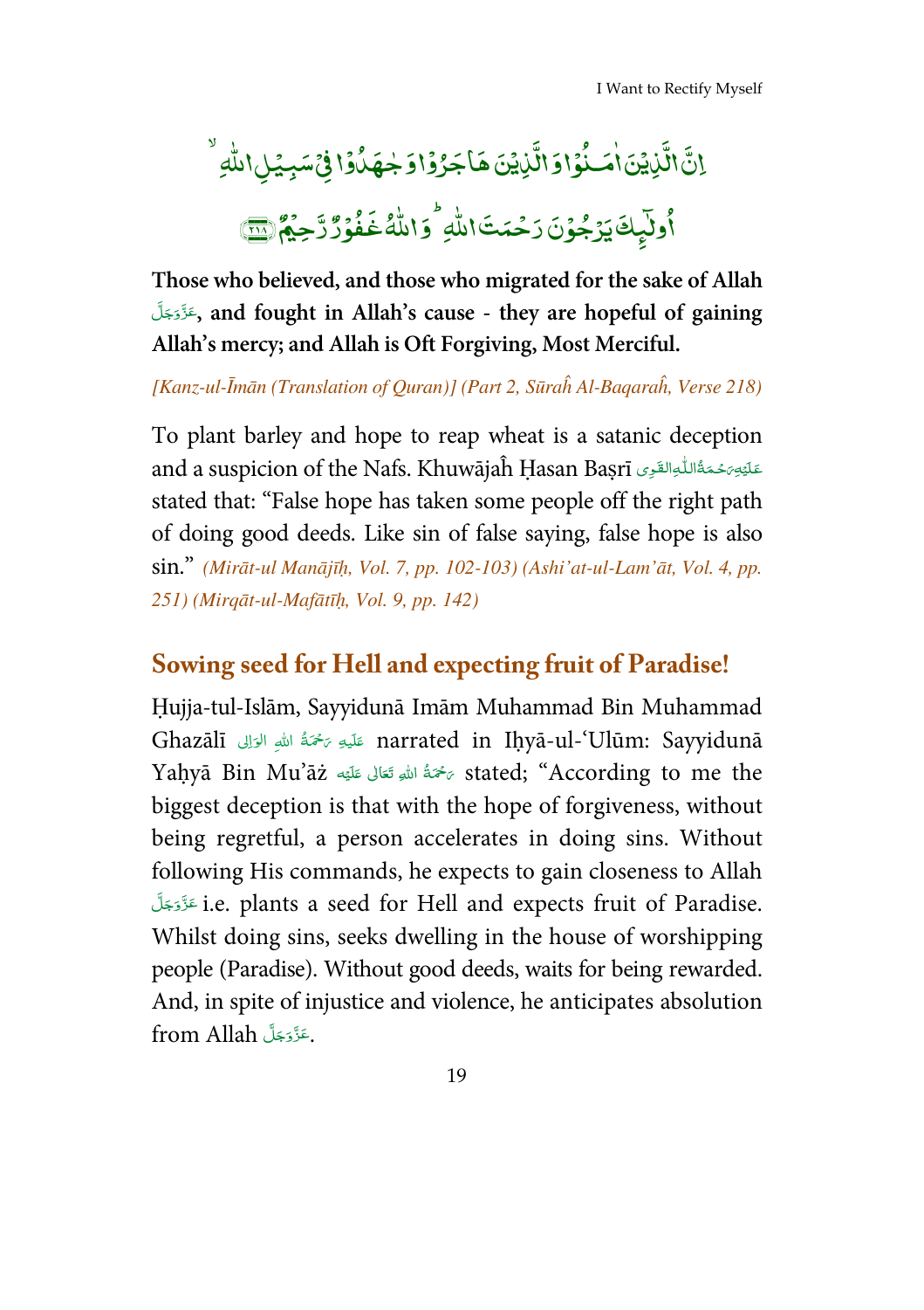إِنَّ الَّذِيْنَ اٰمَنُوْا وَالَّذِيْنَ هَاجَرُوْا وَجٰهَدُوْا فِيْ سَبِيْلِ اللّٰهِ ۙ أُولٰٓئِكَ يَرْجُوْنَ رَحْمَتَ اللّٰهِ ؕ وَاللّٰهُ غَفُوْرٌ رَّحِيْمٌ ﴿۲۱۸﴾

**Those who believed, and those who migrated for the sake of Allah عَزَّوَجَلَّ, and fought in Allah's cause - they are hopeful of gaining Allah's mercy; and Allah is Oft Forgiving, Most Merciful.**

*[Kanz-ul-Īmān (Translation of Quran)] (Part 2, Sūraĥ Al-Baqaraĥ, Verse 218)*

To plant barley and hope to reap wheat is a satanic deception and a suspicion of the Nafs. Khuwājaĥ Ḥasan Baṣrī عَلَيْهِ رَحْمَةُ اللّٰهِ الْقَوِى stated that: "False hope has taken some people off the right path of doing good deeds. Like sin of false saying, false hope is also sin." *(Mirāt-ul Manājīḥ, Vol. 7, pp. 102-103) (Ashi'at-ul-Lam'āt, Vol. 4, pp. 251) (Mirqāt-ul-Mafātīḥ, Vol. 9, pp. 142)*

## Sowing seed for Hell and expecting fruit of Paradise!

Ḥujja-tul-Islām, Sayyidunā Imām Muhammad Bin Muhammad Ghazālī عَلَيْهِ رَحْمَةُ اللّٰهِ الْوَالِى narrated in Iḥyā-ul-'Ulūm: Sayyidunā Yaḥyā Bin Mu'āż رَحْمَةُ اللّٰهِ تَعَالٰى عَلَيْه stated; "According to me the biggest deception is that with the hope of forgiveness, without being regretful, a person accelerates in doing sins. Without following His commands, he expects to gain closeness to Allah عَزَّوَجَلَّ i.e. plants a seed for Hell and expects fruit of Paradise. Whilst doing sins, seeks dwelling in the house of worshipping people (Paradise). Without good deeds, waits for being rewarded. And, in spite of injustice and violence, he anticipates absolution from Allah عَزَّوَجَلَّ.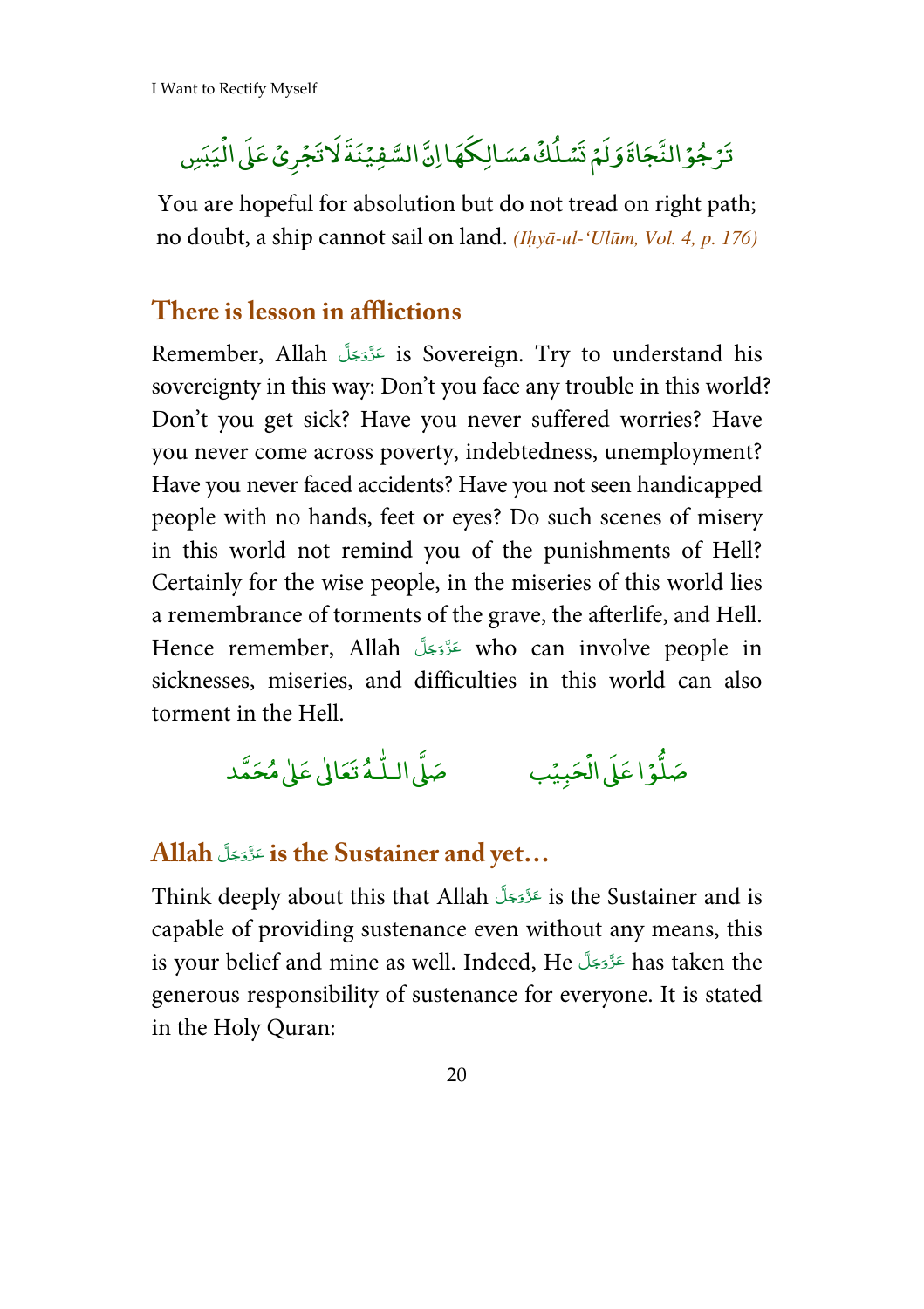تَرْجُوْ النَّجَاةَ وَلَمْ تَسْلُكْ مَسَالِكَهَا اِنَّ السَّفِيْنَةَ لَا تَجْرِىْ عَلَى الْيَبَسِ

You are hopeful for absolution but do not tread on right path; no doubt, a ship cannot sail on land. *(Iḥyā-ul-'Ulūm, Vol. 4, p. 176)*

## There is lesson in afflictions

Remember, Allah عَزَّوَجَلَّ is Sovereign. Try to understand his sovereignty in this way: Don't you face any trouble in this world? Don't you get sick? Have you never suffered worries? Have you never come across poverty, indebtedness, unemployment? Have you never faced accidents? Have you not seen handicapped people with no hands, feet or eyes? Do such scenes of misery in this world not remind you of the punishments of Hell? Certainly for the wise people, in the miseries of this world lies a remembrance of torments of the grave, the afterlife, and Hell. Hence remember, Allah عَزَّوَجَلَّ who can involve people in sicknesses, miseries, and difficulties in this world can also torment in the Hell.

صَلُّوْا عَلَى الْحَبِيْب صَلَّى اللّٰهُ تَعَالٰى عَلٰى مُحَمَّد

## Allah عَزَّوَجَلَّ is the Sustainer and yet…

Think deeply about this that Allah عَزَّوَجَلَّ is the Sustainer and is capable of providing sustenance even without any means, this is your belief and mine as well. Indeed, He عَزَّوَجَلَّ has taken the generous responsibility of sustenance for everyone. It is stated in the Holy Quran: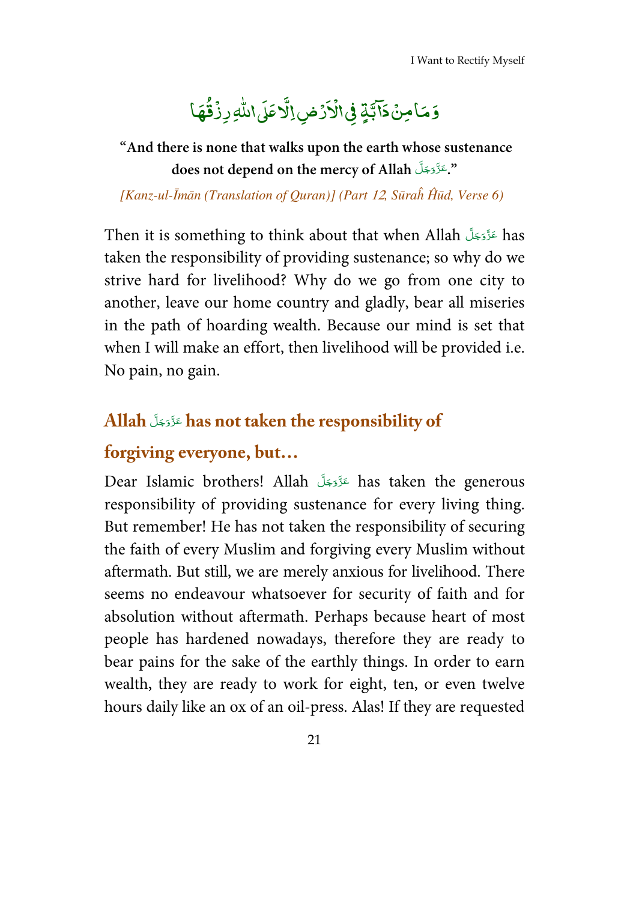وَمَا مِنۡ دَآبَّةٍ فِی الۡاَرۡضِ اِلَّا عَلَی اللّٰہِ رِزۡقُہَا

**"And there is none that walks upon the earth whose sustenance does not depend on the mercy of Allah عَزَّوَجَلَّ."**

*[Kanz-ul-Īmān (Translation of Quran)] (Part 12, Sūraĥ Ĥūd, Verse 6)*

Then it is something to think about that when Allah عَزَّوَجَلَّ has taken the responsibility of providing sustenance; so why do we strive hard for livelihood? Why do we go from one city to another, leave our home country and gladly, bear all miseries in the path of hoarding wealth. Because our mind is set that when I will make an effort, then livelihood will be provided i.e. No pain, no gain.

## Allah عَزَّوَجَلَّ has not taken the responsibility of forgiving everyone, but…

Dear Islamic brothers! Allah عَزَّوَجَلَّ has taken the generous responsibility of providing sustenance for every living thing. But remember! He has not taken the responsibility of securing the faith of every Muslim and forgiving every Muslim without aftermath. But still, we are merely anxious for livelihood. There seems no endeavour whatsoever for security of faith and for absolution without aftermath. Perhaps because heart of most people has hardened nowadays, therefore they are ready to bear pains for the sake of the earthly things. In order to earn wealth, they are ready to work for eight, ten, or even twelve hours daily like an ox of an oil-press. Alas! If they are requested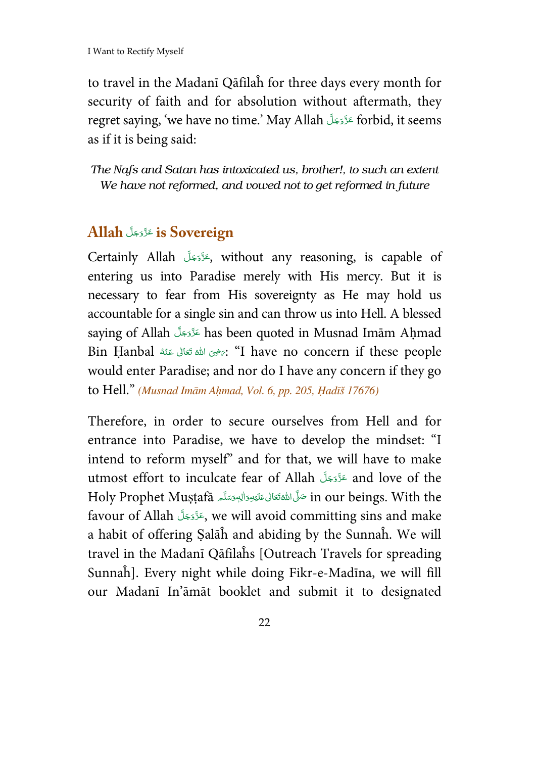to travel in the Madanī Qāfilaĥ for three days every month for security of faith and for absolution without aftermath, they regret saying, 'we have no time.' May Allah عَزَّوَجَلَّ forbid, it seems as if it is being said:

*The Nafs and Satan has intoxicated us, brother!, to such an extent*
*We have not reformed, and vowed not to get reformed in future*

## Allah عَزَّوَجَلَّ is Sovereign

Certainly Allah عَزَّوَجَلَّ, without any reasoning, is capable of entering us into Paradise merely with His mercy. But it is necessary to fear from His sovereignty as He may hold us accountable for a single sin and can throw us into Hell. A blessed saying of Allah عَزَّوَجَلَّ has been quoted in Musnad Imām Aḥmad Bin Ḥanbal رَضِىَ اللهُ تَعَالٰى عَنْهُ: "I have no concern if these people would enter Paradise; and nor do I have any concern if they go to Hell." *(Musnad Imām Aḥmad, Vol. 6, pp. 205, Ḥadīš 17676)*

Therefore, in order to secure ourselves from Hell and for entrance into Paradise, we have to develop the mindset: "I intend to reform myself" and for that, we will have to make utmost effort to inculcate fear of Allah عَزَّوَجَلَّ and love of the Holy Prophet Muṣṭafā صَلَّى اللهُ تَعَالٰى عَلَيْهِ وَاٰلِهٖ وَسَلَّم in our beings. With the favour of Allah عَزَّوَجَلَّ, we will avoid committing sins and make a habit of offering Ṣalāĥ and abiding by the Sunnaĥ. We will travel in the Madanī Qāfilaĥs [Outreach Travels for spreading Sunnaĥ]. Every night while doing Fikr-e-Madīna, we will fill our Madanī In'āmāt booklet and submit it to designated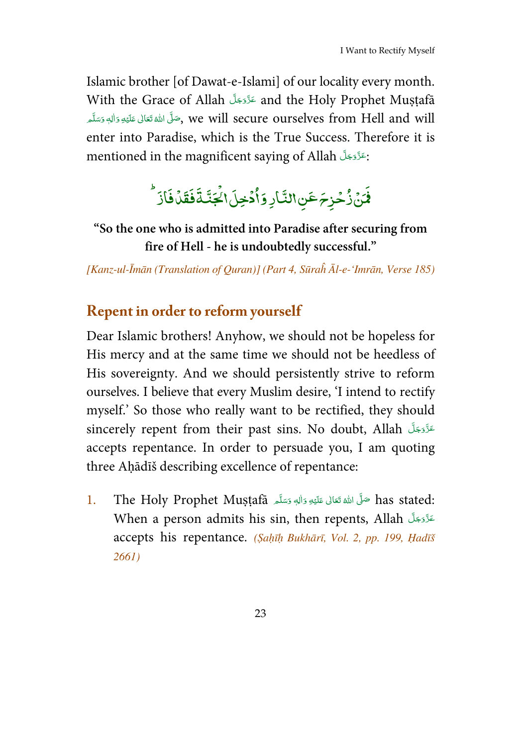Islamic brother [of Dawat-e-Islami] of our locality every month. With the Grace of Allah عَزَّوَجَلَّ and the Holy Prophet Muṣṭafā صَلَّى اللهُ تَعَالٰى عَلَيْهِ وَاٰلِهٖ وَسَلَّم, we will secure ourselves from Hell and will enter into Paradise, which is the True Success. Therefore it is mentioned in the magnificent saying of Allah عَزَّوَجَلَّ:

فَمَنْ زُحْزِحَ عَنِ النَّارِ وَاُدْخِلَ الْجَنَّةَ فَقَدْ فَازَ ؕ

**"So the one who is admitted into Paradise after securing from fire of Hell - he is undoubtedly successful."**

*[Kanz-ul-Īmān (Translation of Quran)] (Part 4, Sūraĥ Āl-e-'Imrān, Verse 185)*

## Repent in order to reform yourself

Dear Islamic brothers! Anyhow, we should not be hopeless for His mercy and at the same time we should not be heedless of His sovereignty. And we should persistently strive to reform ourselves. I believe that every Muslim desire, 'I intend to rectify myself.' So those who really want to be rectified, they should sincerely repent from their past sins. No doubt, Allah عَزَّوَجَلَّ accepts repentance. In order to persuade you, I am quoting three Aḥādīš describing excellence of repentance:

1. The Holy Prophet Muṣṭafā صَلَّى اللهُ تَعَالٰى عَلَيْهِ وَاٰلِهٖ وَسَلَّم has stated: When a person admits his sin, then repents, Allah عَزَّوَجَلَّ accepts his repentance. *(Ṣaḥīḥ Bukhārī, Vol. 2, pp. 199, Ḥadīš 2661)*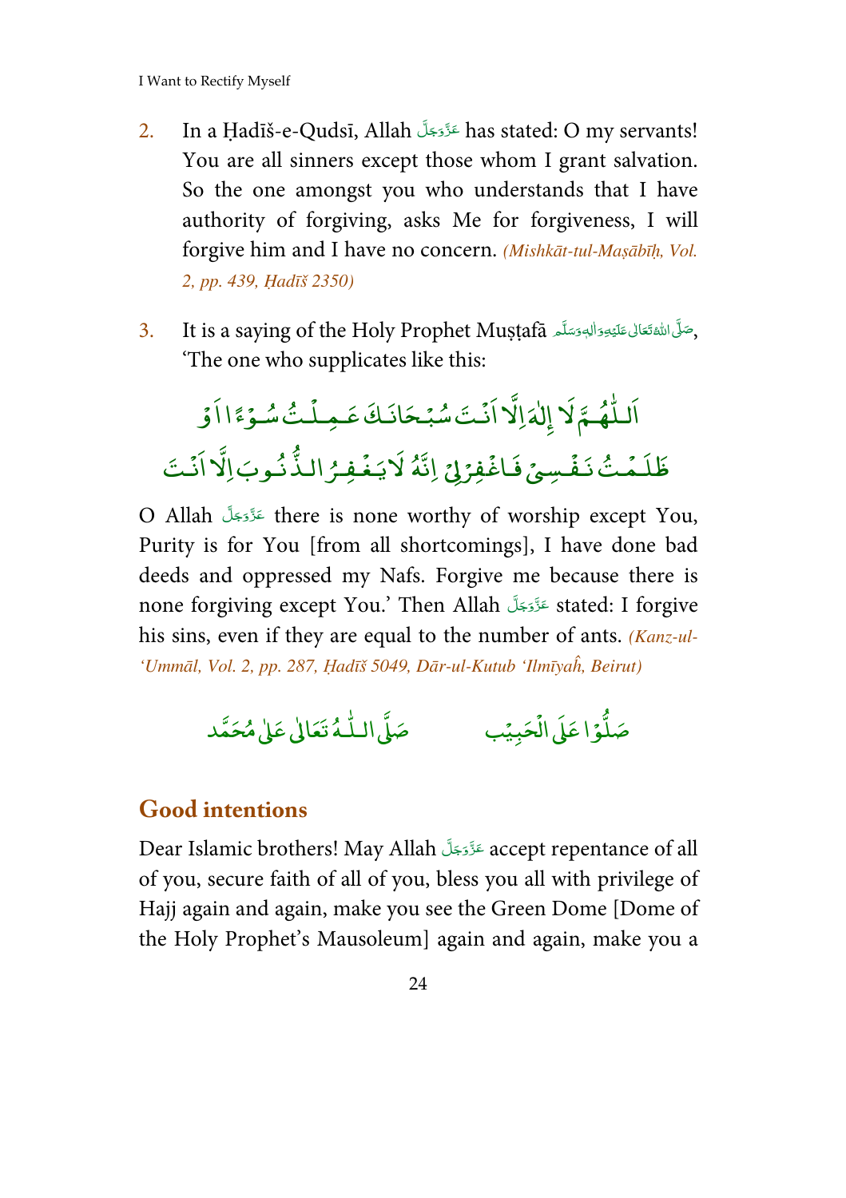2. In a Ḥadīš-e-Qudsī, Allah عَزَّوَجَلَّ has stated: O my servants! You are all sinners except those whom I grant salvation. So the one amongst you who understands that I have authority of forgiving, asks Me for forgiveness, I will forgive him and I have no concern. *(Mishkāt-tul-Maṣābīḥ, Vol. 2, pp. 439, Ḥadīš 2350)*

3. It is a saying of the Holy Prophet Muṣṭafā صَلَّى اللهُ تَعَالٰى عَلَيْهِ وَاٰلِهٖ وَسَلَّم, 'The one who supplicates like this:

اَللّٰھُمَّ لَا اِلٰهَ اِلَّا اَنْتَ سُبْحَانَكَ عَمِلْتُ سُوْءًا اَوْ ظَلَمْتُ نَفْسِیْ فَاغْفِرْلِیْ اِنَّهٗ لَا یَغْفِرُ الذُّنُوبَ اِلَّا اَنْتَ

O Allah عَزَّوَجَلَّ there is none worthy of worship except You, Purity is for You [from all shortcomings], I have done bad deeds and oppressed my Nafs. Forgive me because there is none forgiving except You.' Then Allah عَزَّوَجَلَّ stated: I forgive his sins, even if they are equal to the number of ants. *(Kanz-ul-'Ummāl, Vol. 2, pp. 287, Ḥadīš 5049, Dār-ul-Kutub 'Ilmīyaĥ, Beirut)*

صَلُّوْا عَلَى الْحَبِيْب صَلَّى اللّٰهُ تَعَالٰى عَلٰى مُحَمَّد

## Good intentions

Dear Islamic brothers! May Allah عَزَّوَجَلَّ accept repentance of all of you, secure faith of all of you, bless you all with privilege of Hajj again and again, make you see the Green Dome [Dome of the Holy Prophet's Mausoleum] again and again, make you a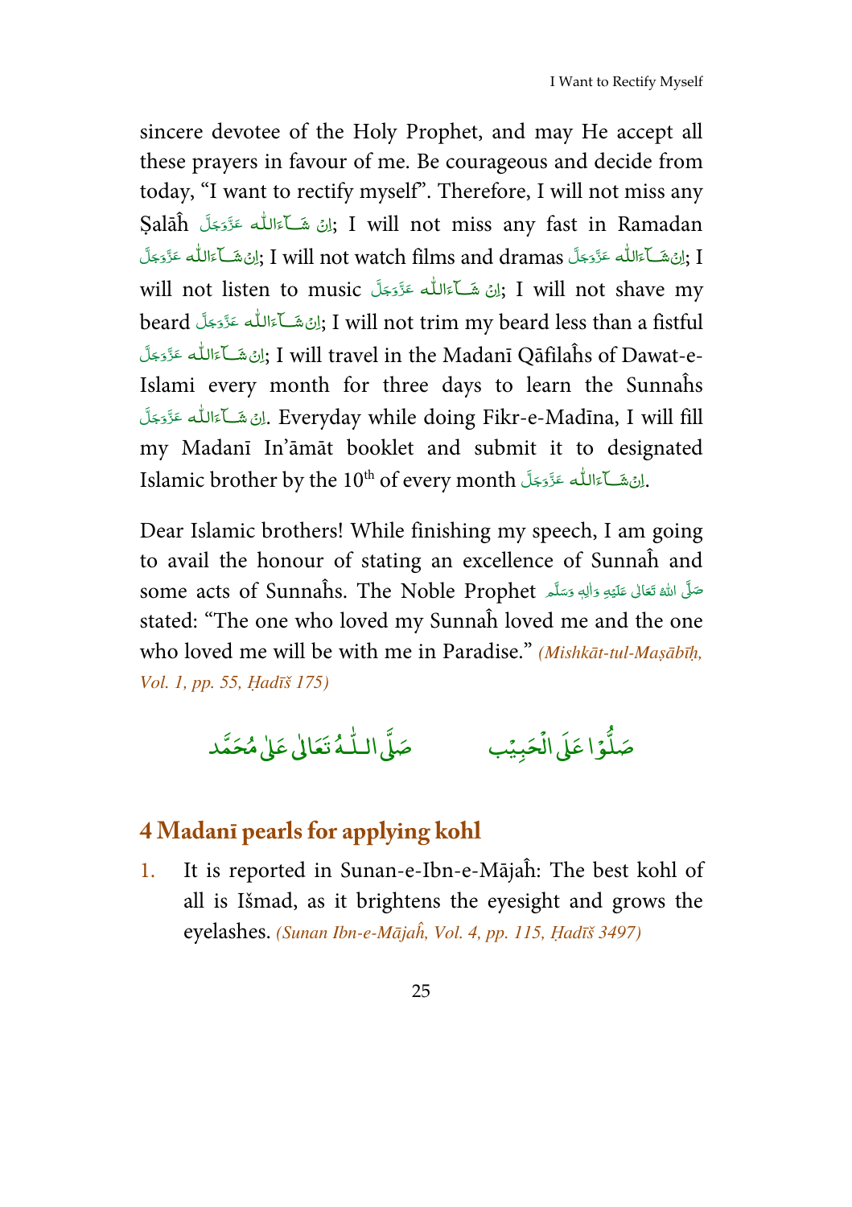sincere devotee of the Holy Prophet, and may He accept all these prayers in favour of me. Be courageous and decide from today, "I want to rectify myself". Therefore, I will not miss any Ṣalāĥ اِنْ شَآءَاللّٰه عَزَّوَجَلَّ; I will not miss any fast in Ramadan اِنْ شَآءَاللّٰه عَزَّوَجَلَّ; I will not watch films and dramas اِنْ شَآءَاللّٰه عَزَّوَجَلَّ; I will not listen to music اِنْ شَآءَاللّٰه عَزَّوَجَلَّ; I will not shave my beard اِنْ شَآءَاللّٰه عَزَّوَجَلَّ; I will not trim my beard less than a fistful اِنْ شَآءَاللّٰه عَزَّوَجَلَّ; I will travel in the Madanī Qāfilaĥs of Dawat-e-Islami every month for three days to learn the Sunnaĥs اِنْ شَآءَاللّٰه عَزَّوَجَلَّ. Everyday while doing Fikr-e-Madīna, I will fill my Madanī In'āmāt booklet and submit it to designated Islamic brother by the 10th of every month اِنْ شَآءَاللّٰه عَزَّوَجَلَّ.

Dear Islamic brothers! While finishing my speech, I am going to avail the honour of stating an excellence of Sunnaĥ and some acts of Sunnaĥs. The Noble Prophet صَلَّى اللّٰهُ تَعَالٰى عَلَيْهِ وَاٰلِهٖ وَسَلَّم stated: "The one who loved my Sunnaĥ loved me and the one who loved me will be with me in Paradise." *(Mishkāt-tul-Maṣābīḥ, Vol. 1, pp. 55, Ḥadīš 175)*

صَلُّوْا عَلَى الْحَبِيْب          صَلَّى اللّٰهُ تَعَالٰى عَلٰى مُحَمَّد

## 4 Madanī pearls for applying kohl

1. It is reported in Sunan-e-Ibn-e-Mājaĥ: The best kohl of all is Išmad, as it brightens the eyesight and grows the eyelashes. *(Sunan Ibn-e-Mājaĥ, Vol. 4, pp. 115, Ḥadīš 3497)*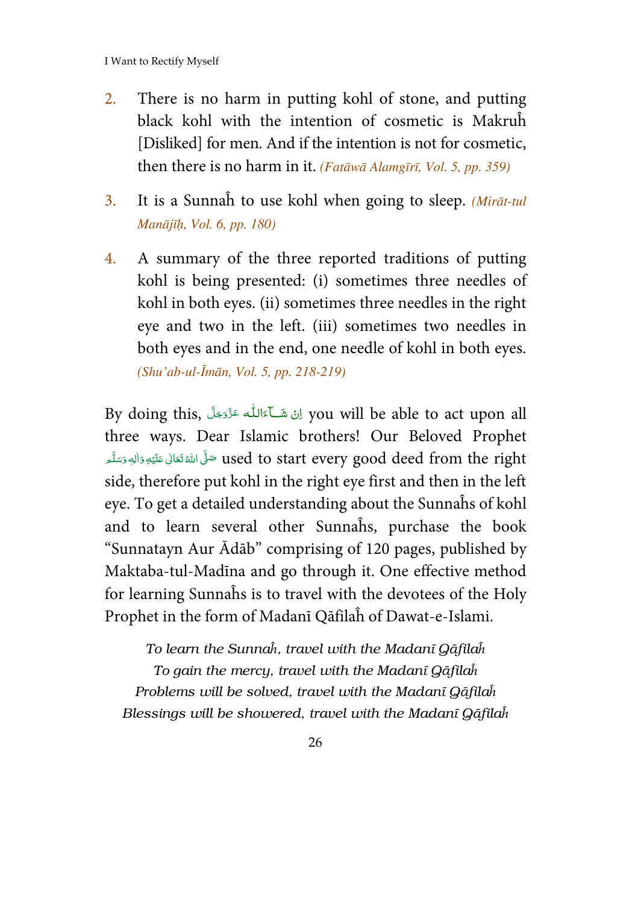2. There is no harm in putting kohl of stone, and putting black kohl with the intention of cosmetic is Makruĥ [Disliked] for men. And if the intention is not for cosmetic, then there is no harm in it. *(Fatāwā Alamgīrī, Vol. 5, pp. 359)*

3. It is a Sunnaĥ to use kohl when going to sleep. *(Mirāt-tul Manājīḥ, Vol. 6, pp. 180)*

4. A summary of the three reported traditions of putting kohl is being presented: (i) sometimes three needles of kohl in both eyes. (ii) sometimes three needles in the right eye and two in the left. (iii) sometimes two needles in both eyes and in the end, one needle of kohl in both eyes. *(Shu'ab-ul-Īmān, Vol. 5, pp. 218-219)*

By doing this, اِنْ شَآءَاللّٰه عَزَّوَجَلَّ you will be able to act upon all three ways. Dear Islamic brothers! Our Beloved Prophet صَلَّى اللّٰهُ تَعَالٰى عَلَيْهِ وَاٰلِهٖ وَسَلَّم used to start every good deed from the right side, therefore put kohl in the right eye first and then in the left eye. To get a detailed understanding about the Sunnaĥs of kohl and to learn several other Sunnaĥs, purchase the book "Sunnatayn Aur Ādāb" comprising of 120 pages, published by Maktaba-tul-Madīna and go through it. One effective method for learning Sunnaĥs is to travel with the devotees of the Holy Prophet in the form of Madanī Qāfilaĥ of Dawat-e-Islami.

*To learn the Sunnaĥ, travel with the Madanī Qāfilaĥ*
*To gain the mercy, travel with the Madanī Qāfilaĥ*
*Problems will be solved, travel with the Madanī Qāfilaĥ*
*Blessings will be showered, travel with the Madanī Qāfilaĥ*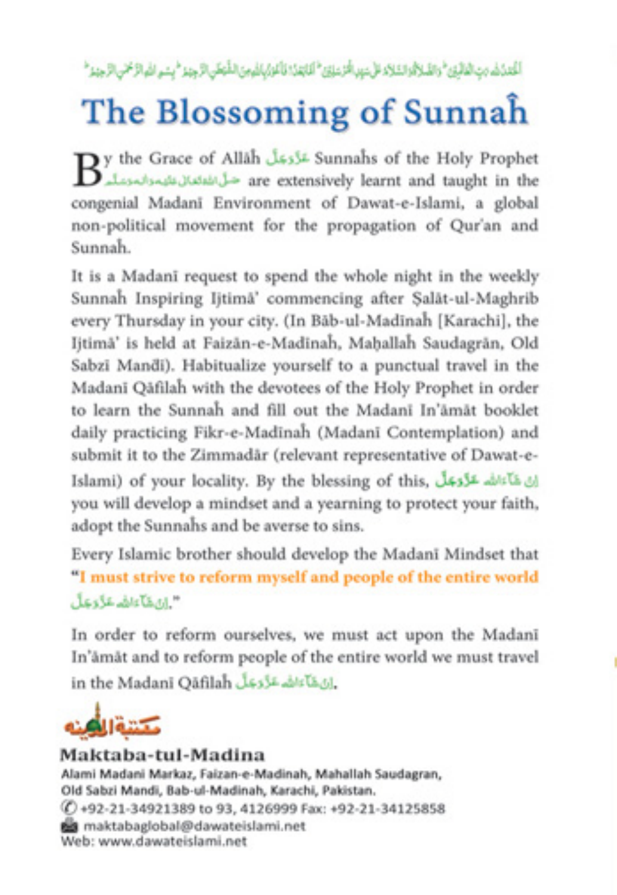اَلْحَمْدُ لِلّٰهِ رَبِّ الْعٰلَمِيْنَ وَالصَّلٰوةُ وَالسَّلَامُ عَلٰى سَيِّدِ الْمُرْسَلِيْنَ اَمَّا بَعْدُ فَاَعُوْذُ بِاللّٰهِ مِنَ الشَّيْطٰنِ الرَّجِيْمِ بِسْمِ اللّٰهِ الرَّحْمٰنِ الرَّحِيْمِ

# The Blossoming of Sunnaĥ

By the Grace of Allāĥ عَزَّوَجَلَّ Sunnaĥs of the Holy Prophet صَلَّى اللهُ تَعَالٰى عَلَيْهِ وَاٰلِهٖ وَسَلَّم are extensively learnt and taught in the congenial Madanī Environment of Dawat-e-Islami, a global non-political movement for the propagation of Qur'an and Sunnaĥ.

It is a Madanī request to spend the whole night in the weekly Sunnaĥ Inspiring Ijtimā' commencing after Ṣalāt-ul-Maghrib every Thursday in your city. (In Bāb-ul-Madīnaĥ [Karachi], the Ijtimā' is held at Faizān-e-Madīnaĥ, Maḥallaĥ Saudagrān, Old Sabzī Mandī). Habitualize yourself to a punctual travel in the Madanī Qāfilaĥ with the devotees of the Holy Prophet in order to learn the Sunnaĥ and fill out the Madanī In'āmāt booklet daily practicing Fikr-e-Madīnaĥ (Madanī Contemplation) and submit it to the Zimmadār (relevant representative of Dawat-e-Islami) of your locality. By the blessing of this, اِنْ شَآءَ الله عَزَّوَجَلَّ you will develop a mindset and a yearning to protect your faith, adopt the Sunnaĥs and be averse to sins.

Every Islamic brother should develop the Madanī Mindset that "**I must strive to reform myself and people of the entire world** اِنْ شَآءَ الله عَزَّوَجَلَّ."

In order to reform ourselves, we must act upon the Madanī In'āmāt and to reform people of the entire world we must travel in the Madanī Qāfilaĥ اِنْ شَآءَ الله عَزَّوَجَلَّ.

مکتبۃ المدینہ

**Maktaba-tul-Madina**

Alami Madani Markaz, Faizan-e-Madinah, Mahallah Saudagran, Old Sabzi Mandi, Bab-ul-Madinah, Karachi, Pakistan.

✆ +92-21-34921389 to 93, 4126999 Fax: +92-21-34125858

maktabaglobal@dawateislami.net

Web: www.dawateislami.net